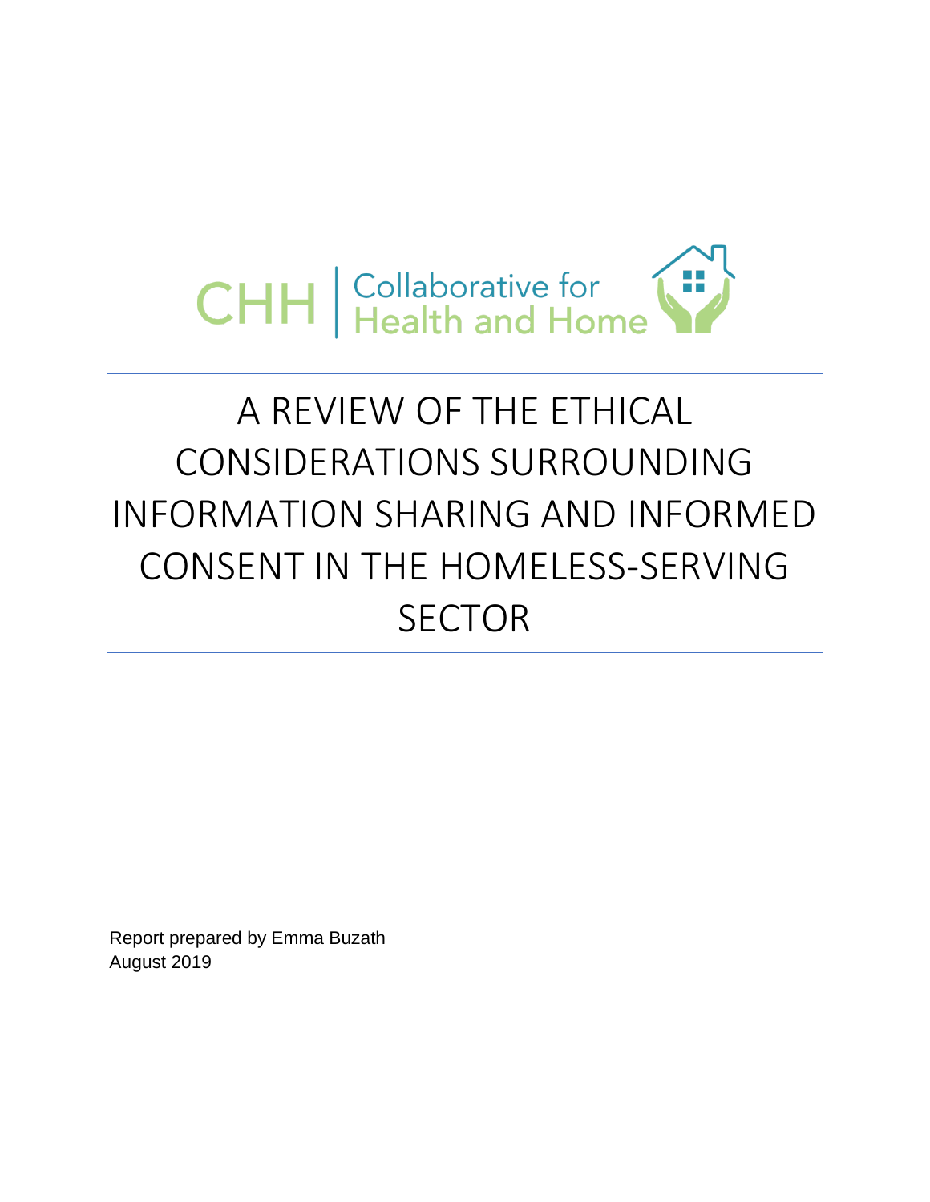CHH | Collaborative for Health and Home

# A REVIEW OF THE ETHICAL CONSIDERATIONS SURROUNDING INFORMATION SHARING AND INFORMED CONSENT IN THE HOMELESS-SERVING SECTOR

Report prepared by Emma Buzath
August 2019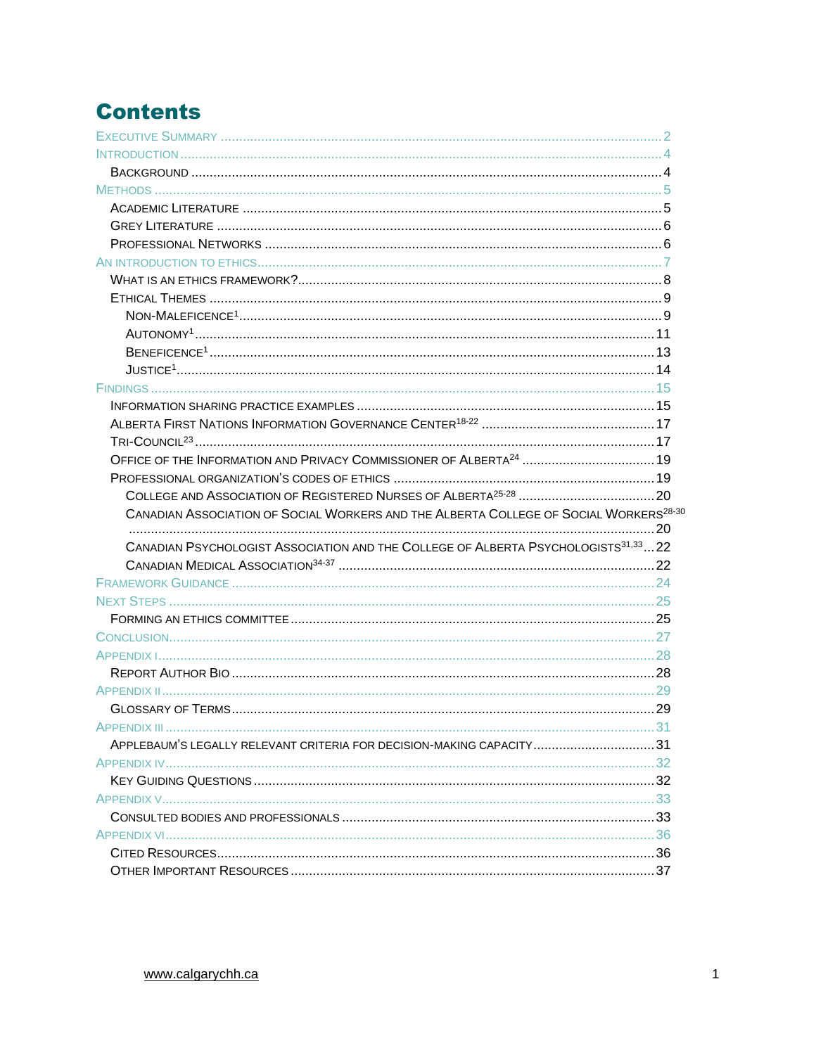# Contents

- Executive Summary ... 2
- Introduction ... 4
  - Background ... 4
- Methods ... 5
  - Academic Literature ... 5
  - Grey Literature ... 6
  - Professional Networks ... 6
- An Introduction to Ethics ... 7
  - What is an Ethics Framework? ... 8
  - Ethical Themes ... 9
    - Non-Maleficence[1] ... 9
    - Autonomy[1] ... 11
    - Beneficence[1] ... 13
    - Justice[1] ... 14
- Findings ... 15
  - Information sharing practice examples ... 15
  - Alberta First Nations Information Governance Center[18-22] ... 17
  - Tri-Council[23] ... 17
  - Office of the Information and Privacy Commissioner of Alberta[24] ... 19
  - Professional organization's codes of ethics ... 19
    - College and Association of Registered Nurses of Alberta[25-28] ... 20
    - Canadian Association of Social Workers and the Alberta College of Social Workers[28-30] ... 20
    - Canadian Psychologist Association and the College of Alberta Psychologists[31,33] ... 22
    - Canadian Medical Association[34-37] ... 22
- Framework Guidance ... 24
- Next Steps ... 25
  - Forming an Ethics Committee ... 25
- Conclusion ... 27
- Appendix I ... 28
  - Report Author Bio ... 28
- Appendix II ... 29
  - Glossary of Terms ... 29
- Appendix III ... 31
  - Applebaum's legally relevant criteria for decision-making capacity ... 31
- Appendix IV ... 32
  - Key Guiding Questions ... 32
- Appendix V ... 33
  - Consulted Bodies and Professionals ... 33
- Appendix VI ... 36
  - Cited Resources ... 36
  - Other Important Resources ... 37

www.calgarychh.ca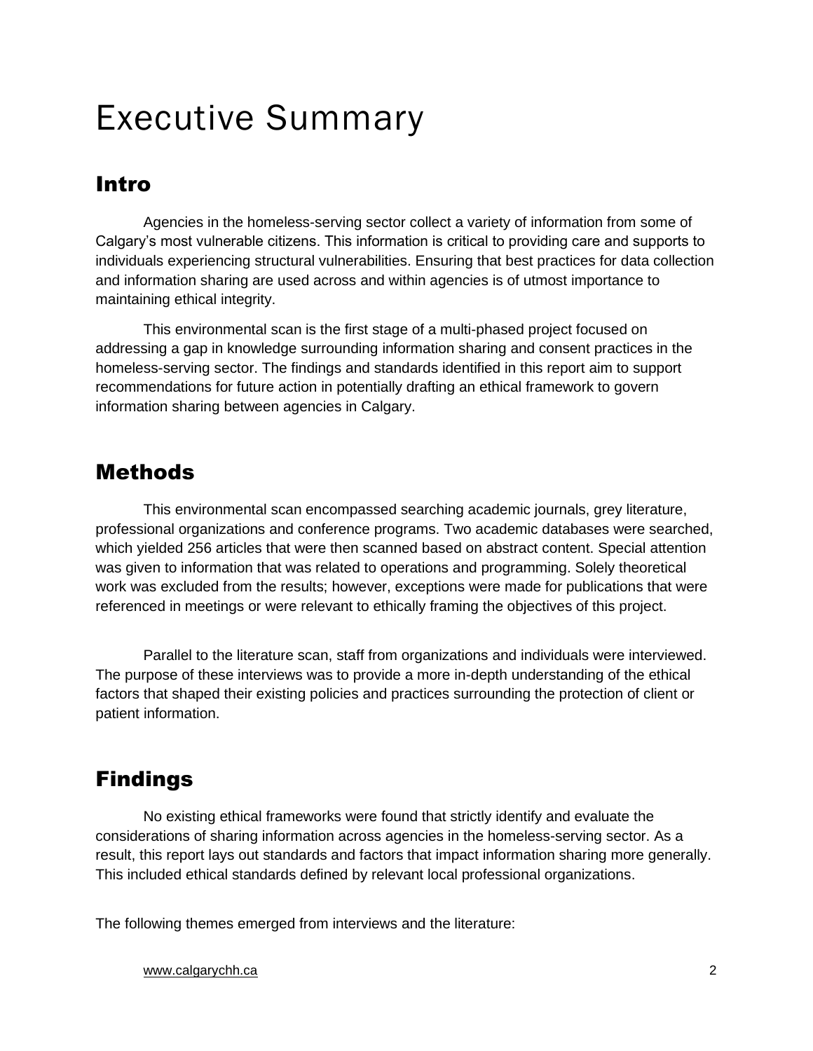# Executive Summary

## Intro

Agencies in the homeless-serving sector collect a variety of information from some of Calgary's most vulnerable citizens. This information is critical to providing care and supports to individuals experiencing structural vulnerabilities. Ensuring that best practices for data collection and information sharing are used across and within agencies is of utmost importance to maintaining ethical integrity.

This environmental scan is the first stage of a multi-phased project focused on addressing a gap in knowledge surrounding information sharing and consent practices in the homeless-serving sector. The findings and standards identified in this report aim to support recommendations for future action in potentially drafting an ethical framework to govern information sharing between agencies in Calgary.

## Methods

This environmental scan encompassed searching academic journals, grey literature, professional organizations and conference programs. Two academic databases were searched, which yielded 256 articles that were then scanned based on abstract content. Special attention was given to information that was related to operations and programming. Solely theoretical work was excluded from the results; however, exceptions were made for publications that were referenced in meetings or were relevant to ethically framing the objectives of this project.

Parallel to the literature scan, staff from organizations and individuals were interviewed. The purpose of these interviews was to provide a more in-depth understanding of the ethical factors that shaped their existing policies and practices surrounding the protection of client or patient information.

## Findings

No existing ethical frameworks were found that strictly identify and evaluate the considerations of sharing information across agencies in the homeless-serving sector. As a result, this report lays out standards and factors that impact information sharing more generally. This included ethical standards defined by relevant local professional organizations.

The following themes emerged from interviews and the literature: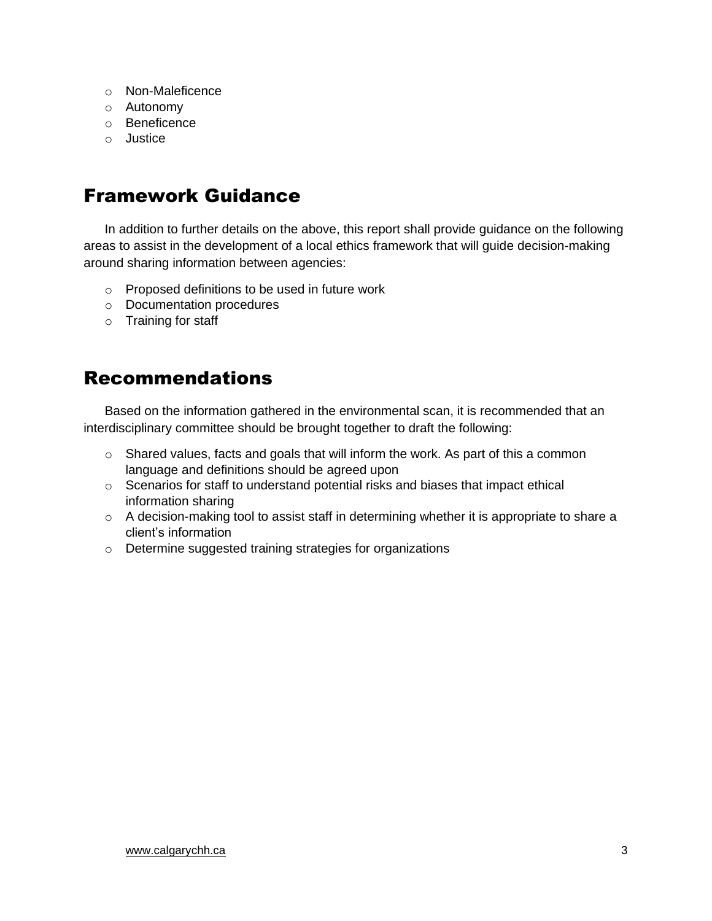- Non-Maleficence
- Autonomy
- Beneficence
- Justice

## Framework Guidance

In addition to further details on the above, this report shall provide guidance on the following areas to assist in the development of a local ethics framework that will guide decision-making around sharing information between agencies:

- Proposed definitions to be used in future work
- Documentation procedures
- Training for staff

## Recommendations

Based on the information gathered in the environmental scan, it is recommended that an interdisciplinary committee should be brought together to draft the following:

- Shared values, facts and goals that will inform the work. As part of this a common language and definitions should be agreed upon
- Scenarios for staff to understand potential risks and biases that impact ethical information sharing
- A decision-making tool to assist staff in determining whether it is appropriate to share a client's information
- Determine suggested training strategies for organizations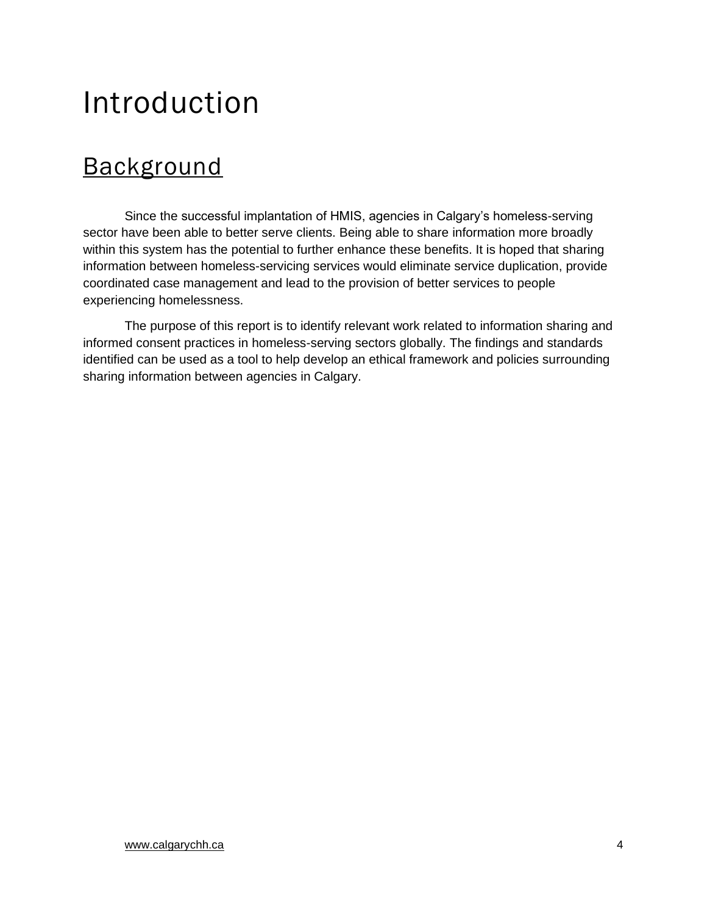# Introduction

## Background

Since the successful implantation of HMIS, agencies in Calgary's homeless-serving sector have been able to better serve clients. Being able to share information more broadly within this system has the potential to further enhance these benefits. It is hoped that sharing information between homeless-servicing services would eliminate service duplication, provide coordinated case management and lead to the provision of better services to people experiencing homelessness.

The purpose of this report is to identify relevant work related to information sharing and informed consent practices in homeless-serving sectors globally. The findings and standards identified can be used as a tool to help develop an ethical framework and policies surrounding sharing information between agencies in Calgary.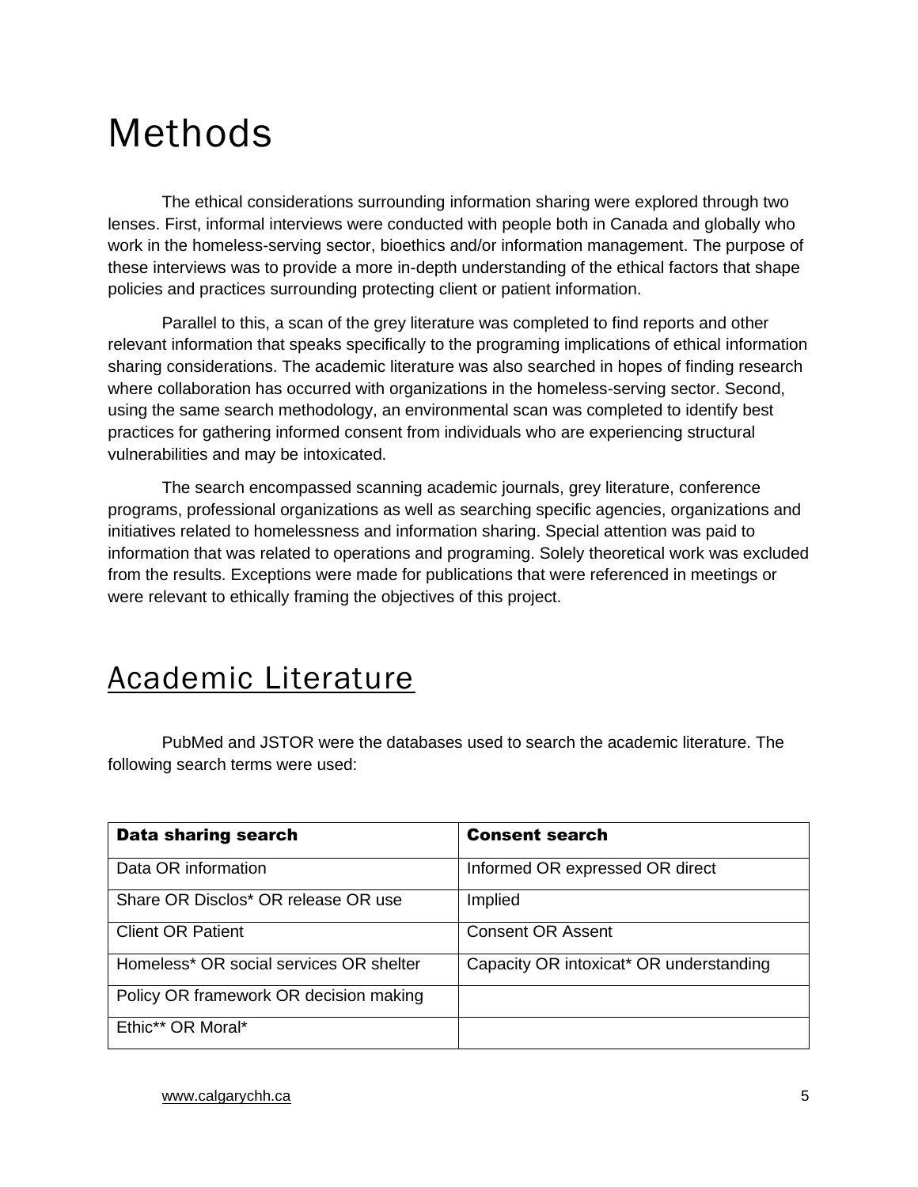# Methods

The ethical considerations surrounding information sharing were explored through two lenses. First, informal interviews were conducted with people both in Canada and globally who work in the homeless-serving sector, bioethics and/or information management. The purpose of these interviews was to provide a more in-depth understanding of the ethical factors that shape policies and practices surrounding protecting client or patient information.

Parallel to this, a scan of the grey literature was completed to find reports and other relevant information that speaks specifically to the programing implications of ethical information sharing considerations. The academic literature was also searched in hopes of finding research where collaboration has occurred with organizations in the homeless-serving sector. Second, using the same search methodology, an environmental scan was completed to identify best practices for gathering informed consent from individuals who are experiencing structural vulnerabilities and may be intoxicated.

The search encompassed scanning academic journals, grey literature, conference programs, professional organizations as well as searching specific agencies, organizations and initiatives related to homelessness and information sharing. Special attention was paid to information that was related to operations and programing. Solely theoretical work was excluded from the results. Exceptions were made for publications that were referenced in meetings or were relevant to ethically framing the objectives of this project.

## Academic Literature

PubMed and JSTOR were the databases used to search the academic literature. The following search terms were used:

| **Data sharing search** | **Consent search** |
|---|---|
| Data OR information | Informed OR expressed OR direct |
| Share OR Disclos* OR release OR use | Implied |
| Client OR Patient | Consent OR Assent |
| Homeless* OR social services OR shelter | Capacity OR intoxicat* OR understanding |
| Policy OR framework OR decision making | |
| Ethic** OR Moral* | |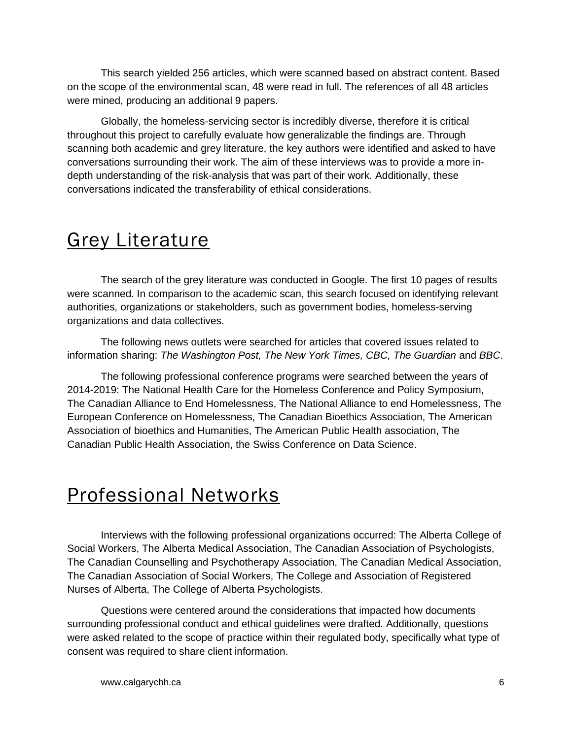This search yielded 256 articles, which were scanned based on abstract content. Based on the scope of the environmental scan, 48 were read in full. The references of all 48 articles were mined, producing an additional 9 papers.

Globally, the homeless-servicing sector is incredibly diverse, therefore it is critical throughout this project to carefully evaluate how generalizable the findings are. Through scanning both academic and grey literature, the key authors were identified and asked to have conversations surrounding their work. The aim of these interviews was to provide a more in-depth understanding of the risk-analysis that was part of their work. Additionally, these conversations indicated the transferability of ethical considerations.

## Grey Literature

The search of the grey literature was conducted in Google. The first 10 pages of results were scanned. In comparison to the academic scan, this search focused on identifying relevant authorities, organizations or stakeholders, such as government bodies, homeless-serving organizations and data collectives.

The following news outlets were searched for articles that covered issues related to information sharing: *The Washington Post, The New York Times, CBC, The Guardian* and *BBC*.

The following professional conference programs were searched between the years of 2014-2019: The National Health Care for the Homeless Conference and Policy Symposium, The Canadian Alliance to End Homelessness, The National Alliance to end Homelessness, The European Conference on Homelessness, The Canadian Bioethics Association, The American Association of bioethics and Humanities, The American Public Health association, The Canadian Public Health Association, the Swiss Conference on Data Science.

## Professional Networks

Interviews with the following professional organizations occurred: The Alberta College of Social Workers, The Alberta Medical Association, The Canadian Association of Psychologists, The Canadian Counselling and Psychotherapy Association, The Canadian Medical Association, The Canadian Association of Social Workers, The College and Association of Registered Nurses of Alberta, The College of Alberta Psychologists.

Questions were centered around the considerations that impacted how documents surrounding professional conduct and ethical guidelines were drafted. Additionally, questions were asked related to the scope of practice within their regulated body, specifically what type of consent was required to share client information.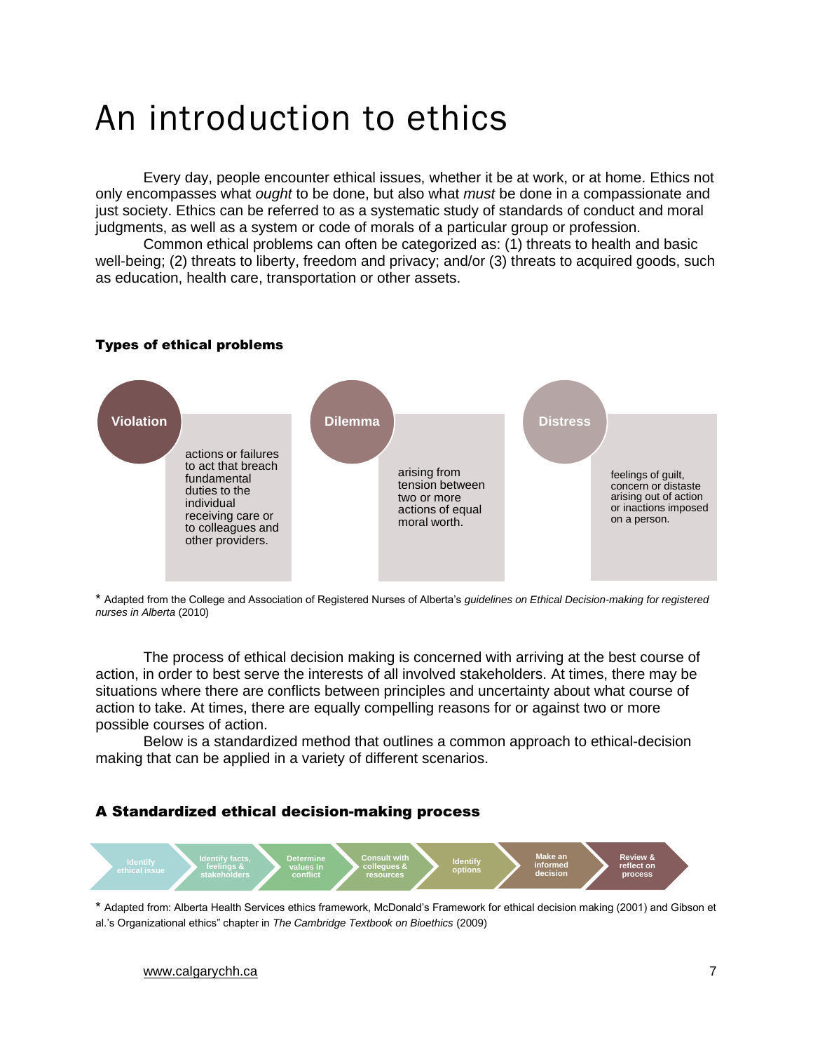# An introduction to ethics

Every day, people encounter ethical issues, whether it be at work, or at home. Ethics not only encompasses what *ought* to be done, but also what *must* be done in a compassionate and just society. Ethics can be referred to as a systematic study of standards of conduct and moral judgments, as well as a system or code of morals of a particular group or profession.

Common ethical problems can often be categorized as: (1) threats to health and basic well-being; (2) threats to liberty, freedom and privacy; and/or (3) threats to acquired goods, such as education, health care, transportation or other assets.

### Types of ethical problems

**Violation**

actions or failures to act that breach fundamental duties to the individual receiving care or to colleagues and other providers.

**Dilemma**

arising from tension between two or more actions of equal moral worth.

**Distress**

feelings of guilt, concern or distaste arising out of action or inactions imposed on a person.

* Adapted from the College and Association of Registered Nurses of Alberta's *guidelines on Ethical Decision-making for registered nurses in Alberta* (2010)

The process of ethical decision making is concerned with arriving at the best course of action, in order to best serve the interests of all involved stakeholders. At times, there may be situations where there are conflicts between principles and uncertainty about what course of action to take. At times, there are equally compelling reasons for or against two or more possible courses of action.

Below is a standardized method that outlines a common approach to ethical-decision making that can be applied in a variety of different scenarios.

### A Standardized ethical decision-making process

Identify ethical issue → Identify facts, feelings & stakeholders → Determine values in conflict → Consult with collegues & resources → Identify options → Make an informed decision → Review & reflect on process

* Adapted from: Alberta Health Services ethics framework, McDonald's Framework for ethical decision making (2001) and Gibson et al.'s Organizational ethics" chapter in *The Cambridge Textbook on Bioethics* (2009)

www.calgarychh.ca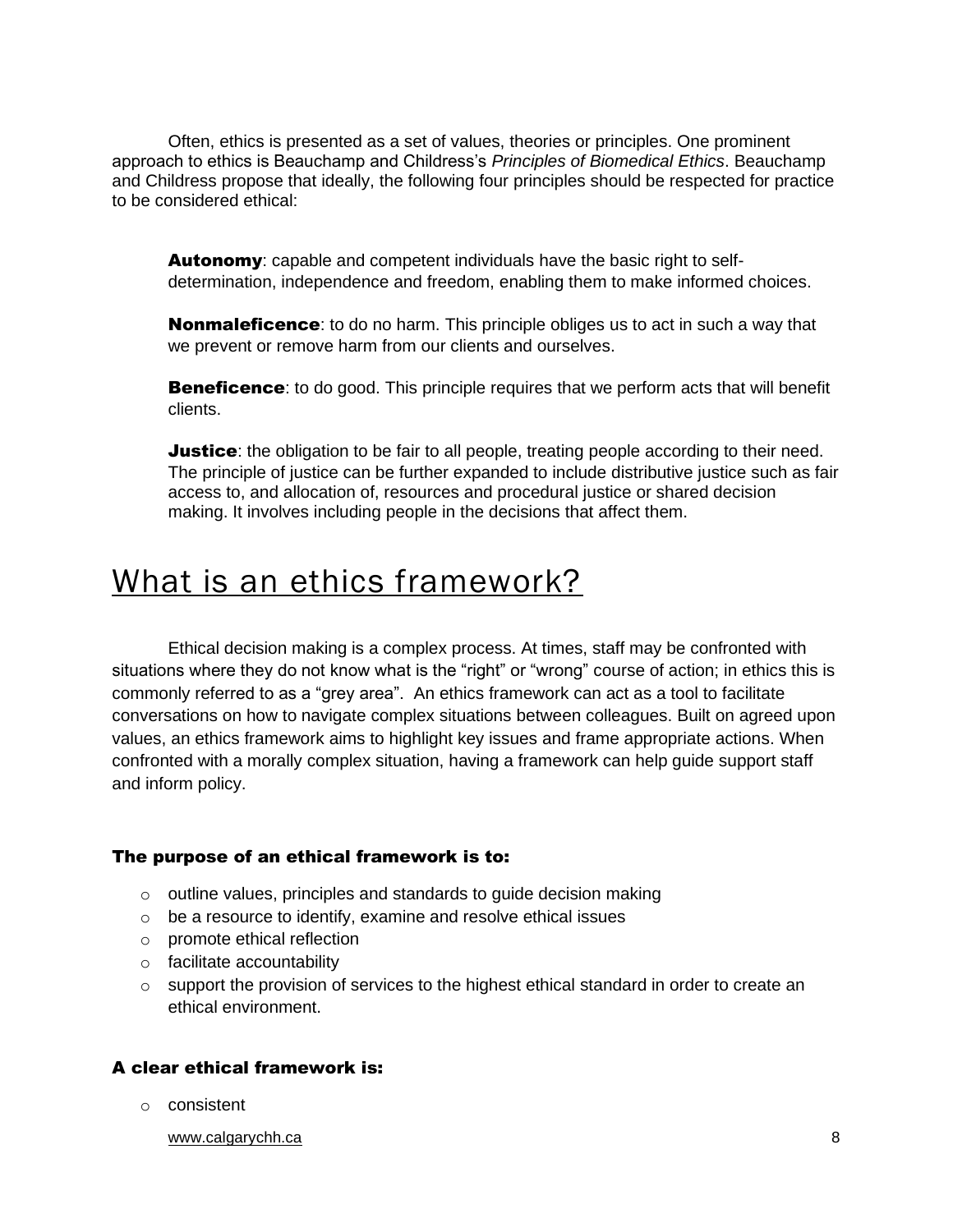Often, ethics is presented as a set of values, theories or principles. One prominent approach to ethics is Beauchamp and Childress's *Principles of Biomedical Ethics*. Beauchamp and Childress propose that ideally, the following four principles should be respected for practice to be considered ethical:

**Autonomy**: capable and competent individuals have the basic right to self-determination, independence and freedom, enabling them to make informed choices.

**Nonmaleficence**: to do no harm. This principle obliges us to act in such a way that we prevent or remove harm from our clients and ourselves.

**Beneficence**: to do good. This principle requires that we perform acts that will benefit clients.

**Justice**: the obligation to be fair to all people, treating people according to their need. The principle of justice can be further expanded to include distributive justice such as fair access to, and allocation of, resources and procedural justice or shared decision making. It involves including people in the decisions that affect them.

# What is an ethics framework?

Ethical decision making is a complex process. At times, staff may be confronted with situations where they do not know what is the "right" or "wrong" course of action; in ethics this is commonly referred to as a "grey area". An ethics framework can act as a tool to facilitate conversations on how to navigate complex situations between colleagues. Built on agreed upon values, an ethics framework aims to highlight key issues and frame appropriate actions. When confronted with a morally complex situation, having a framework can help guide support staff and inform policy.

### The purpose of an ethical framework is to:

- outline values, principles and standards to guide decision making
- be a resource to identify, examine and resolve ethical issues
- promote ethical reflection
- facilitate accountability
- support the provision of services to the highest ethical standard in order to create an ethical environment.

### A clear ethical framework is:

- consistent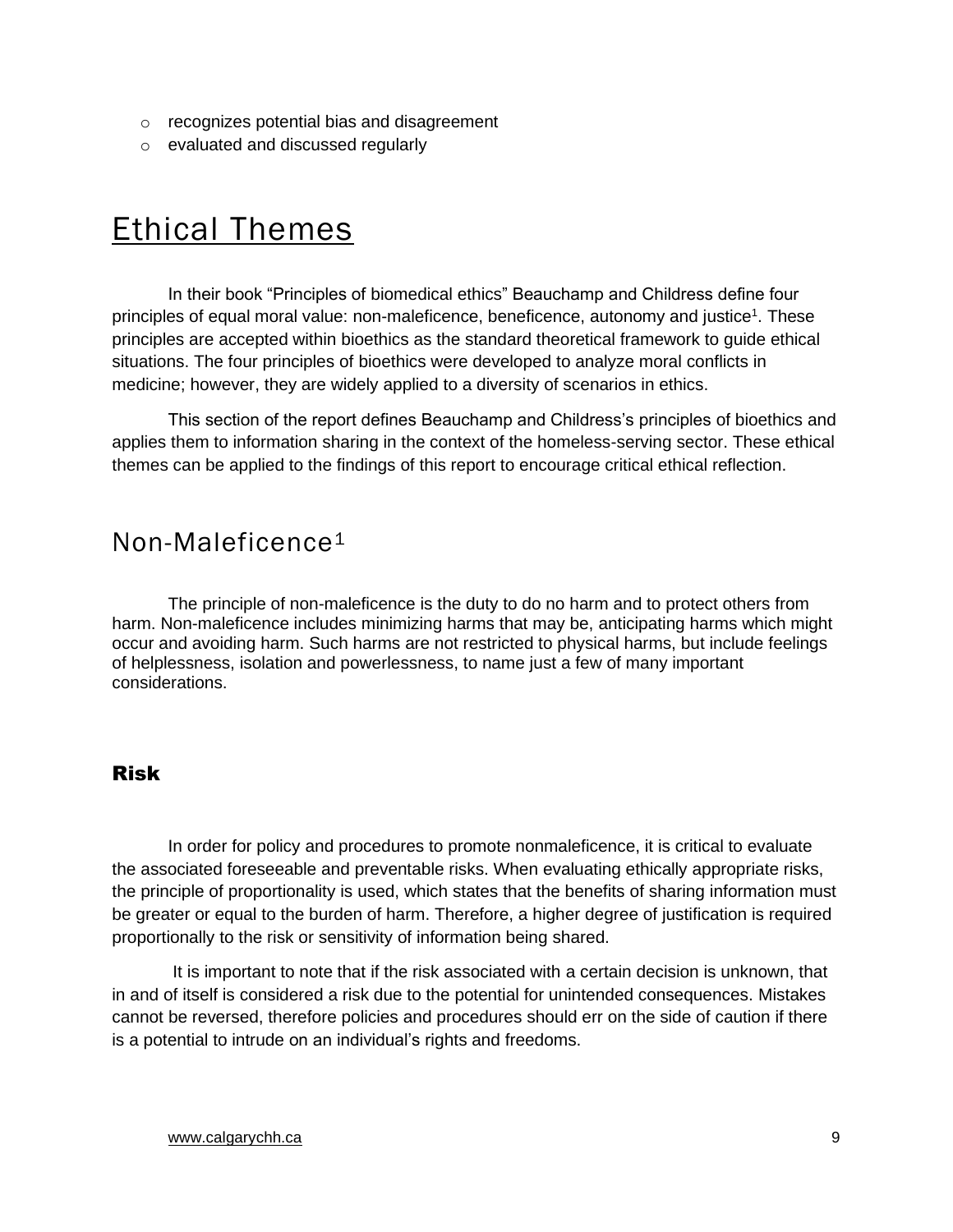- recognizes potential bias and disagreement
- evaluated and discussed regularly

# Ethical Themes

In their book "Principles of biomedical ethics" Beauchamp and Childress define four principles of equal moral value: non-maleficence, beneficence, autonomy and justice[1]. These principles are accepted within bioethics as the standard theoretical framework to guide ethical situations. The four principles of bioethics were developed to analyze moral conflicts in medicine; however, they are widely applied to a diversity of scenarios in ethics.

This section of the report defines Beauchamp and Childress's principles of bioethics and applies them to information sharing in the context of the homeless-serving sector. These ethical themes can be applied to the findings of this report to encourage critical ethical reflection.

## Non-Maleficence[1]

The principle of non-maleficence is the duty to do no harm and to protect others from harm. Non-maleficence includes minimizing harms that may be, anticipating harms which might occur and avoiding harm. Such harms are not restricted to physical harms, but include feelings of helplessness, isolation and powerlessness, to name just a few of many important considerations.

### Risk

In order for policy and procedures to promote nonmaleficence, it is critical to evaluate the associated foreseeable and preventable risks. When evaluating ethically appropriate risks, the principle of proportionality is used, which states that the benefits of sharing information must be greater or equal to the burden of harm. Therefore, a higher degree of justification is required proportionally to the risk or sensitivity of information being shared.

It is important to note that if the risk associated with a certain decision is unknown, that in and of itself is considered a risk due to the potential for unintended consequences. Mistakes cannot be reversed, therefore policies and procedures should err on the side of caution if there is a potential to intrude on an individual's rights and freedoms.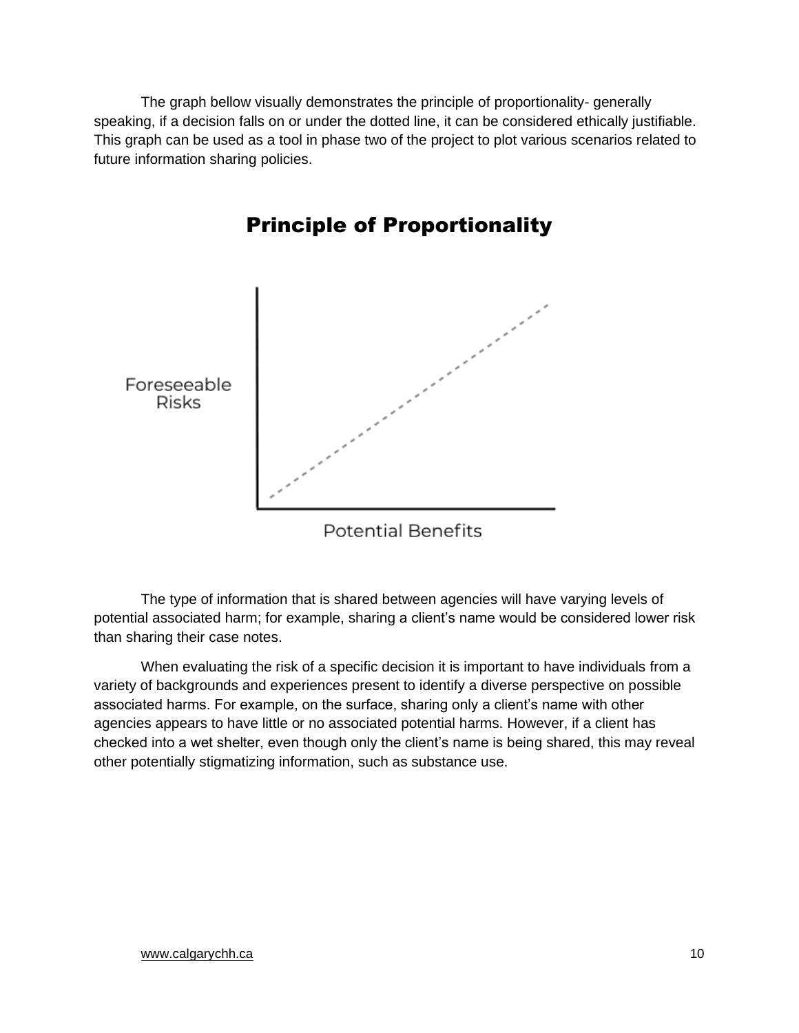The graph bellow visually demonstrates the principle of proportionality- generally speaking, if a decision falls on or under the dotted line, it can be considered ethically justifiable. This graph can be used as a tool in phase two of the project to plot various scenarios related to future information sharing policies.

## Principle of Proportionality

Foreseeable Risks

Potential Benefits

The type of information that is shared between agencies will have varying levels of potential associated harm; for example, sharing a client's name would be considered lower risk than sharing their case notes.

When evaluating the risk of a specific decision it is important to have individuals from a variety of backgrounds and experiences present to identify a diverse perspective on possible associated harms. For example, on the surface, sharing only a client's name with other agencies appears to have little or no associated potential harms. However, if a client has checked into a wet shelter, even though only the client's name is being shared, this may reveal other potentially stigmatizing information, such as substance use.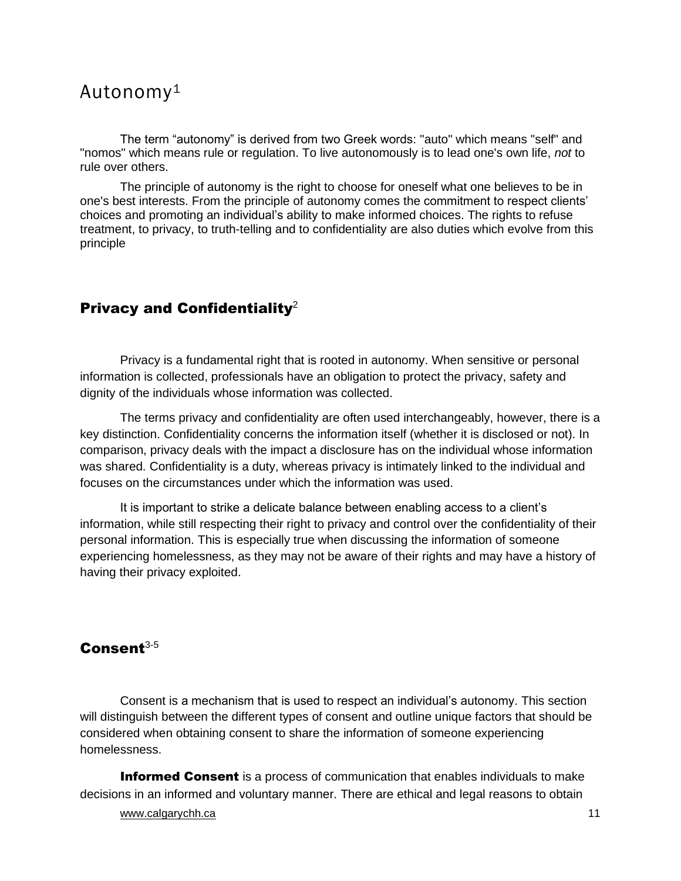## Autonomy[1]

The term "autonomy" is derived from two Greek words: "auto" which means "self" and "nomos" which means rule or regulation. To live autonomously is to lead one's own life, *not* to rule over others.

The principle of autonomy is the right to choose for oneself what one believes to be in one's best interests. From the principle of autonomy comes the commitment to respect clients' choices and promoting an individual's ability to make informed choices. The rights to refuse treatment, to privacy, to truth-telling and to confidentiality are also duties which evolve from this principle

## Privacy and Confidentiality[2]

Privacy is a fundamental right that is rooted in autonomy. When sensitive or personal information is collected, professionals have an obligation to protect the privacy, safety and dignity of the individuals whose information was collected.

The terms privacy and confidentiality are often used interchangeably, however, there is a key distinction. Confidentiality concerns the information itself (whether it is disclosed or not). In comparison, privacy deals with the impact a disclosure has on the individual whose information was shared. Confidentiality is a duty, whereas privacy is intimately linked to the individual and focuses on the circumstances under which the information was used.

It is important to strike a delicate balance between enabling access to a client's information, while still respecting their right to privacy and control over the confidentiality of their personal information. This is especially true when discussing the information of someone experiencing homelessness, as they may not be aware of their rights and may have a history of having their privacy exploited.

## Consent[3-5]

Consent is a mechanism that is used to respect an individual's autonomy. This section will distinguish between the different types of consent and outline unique factors that should be considered when obtaining consent to share the information of someone experiencing homelessness.

**Informed Consent** is a process of communication that enables individuals to make decisions in an informed and voluntary manner. There are ethical and legal reasons to obtain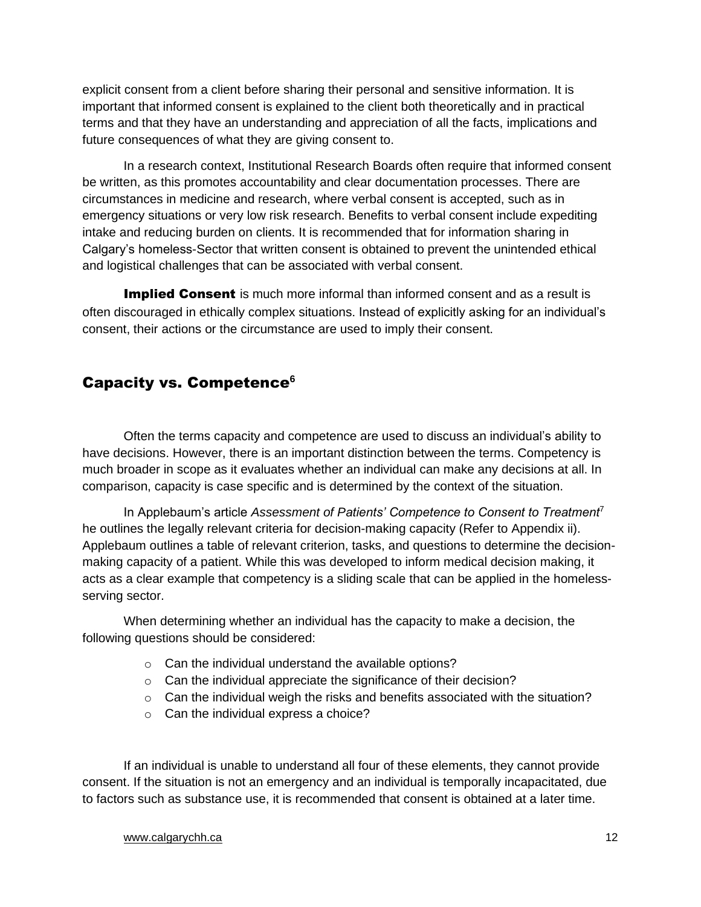explicit consent from a client before sharing their personal and sensitive information. It is important that informed consent is explained to the client both theoretically and in practical terms and that they have an understanding and appreciation of all the facts, implications and future consequences of what they are giving consent to.

In a research context, Institutional Research Boards often require that informed consent be written, as this promotes accountability and clear documentation processes. There are circumstances in medicine and research, where verbal consent is accepted, such as in emergency situations or very low risk research. Benefits to verbal consent include expediting intake and reducing burden on clients. It is recommended that for information sharing in Calgary's homeless-Sector that written consent is obtained to prevent the unintended ethical and logistical challenges that can be associated with verbal consent.

**Implied Consent** is much more informal than informed consent and as a result is often discouraged in ethically complex situations. Instead of explicitly asking for an individual's consent, their actions or the circumstance are used to imply their consent.

## Capacity vs. Competence[6]

Often the terms capacity and competence are used to discuss an individual's ability to have decisions. However, there is an important distinction between the terms. Competency is much broader in scope as it evaluates whether an individual can make any decisions at all. In comparison, capacity is case specific and is determined by the context of the situation.

In Applebaum's article *Assessment of Patients' Competence to Consent to Treatment*[7] he outlines the legally relevant criteria for decision-making capacity (Refer to Appendix ii). Applebaum outlines a table of relevant criterion, tasks, and questions to determine the decision-making capacity of a patient. While this was developed to inform medical decision making, it acts as a clear example that competency is a sliding scale that can be applied in the homeless-serving sector.

When determining whether an individual has the capacity to make a decision, the following questions should be considered:

- Can the individual understand the available options?
- Can the individual appreciate the significance of their decision?
- Can the individual weigh the risks and benefits associated with the situation?
- Can the individual express a choice?

If an individual is unable to understand all four of these elements, they cannot provide consent. If the situation is not an emergency and an individual is temporally incapacitated, due to factors such as substance use, it is recommended that consent is obtained at a later time.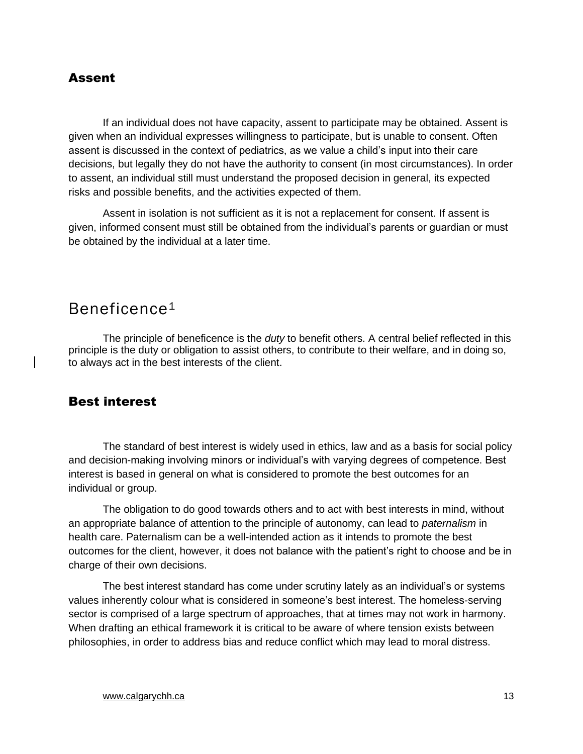### Assent

If an individual does not have capacity, assent to participate may be obtained. Assent is given when an individual expresses willingness to participate, but is unable to consent. Often assent is discussed in the context of pediatrics, as we value a child's input into their care decisions, but legally they do not have the authority to consent (in most circumstances). In order to assent, an individual still must understand the proposed decision in general, its expected risks and possible benefits, and the activities expected of them.

Assent in isolation is not sufficient as it is not a replacement for consent. If assent is given, informed consent must still be obtained from the individual's parents or guardian or must be obtained by the individual at a later time.

## Beneficence[1]

The principle of beneficence is the *duty* to benefit others. A central belief reflected in this principle is the duty or obligation to assist others, to contribute to their welfare, and in doing so, to always act in the best interests of the client.

### Best interest

The standard of best interest is widely used in ethics, law and as a basis for social policy and decision-making involving minors or individual's with varying degrees of competence. Best interest is based in general on what is considered to promote the best outcomes for an individual or group.

The obligation to do good towards others and to act with best interests in mind, without an appropriate balance of attention to the principle of autonomy, can lead to *paternalism* in health care. Paternalism can be a well-intended action as it intends to promote the best outcomes for the client, however, it does not balance with the patient's right to choose and be in charge of their own decisions.

The best interest standard has come under scrutiny lately as an individual's or systems values inherently colour what is considered in someone's best interest. The homeless-serving sector is comprised of a large spectrum of approaches, that at times may not work in harmony. When drafting an ethical framework it is critical to be aware of where tension exists between philosophies, in order to address bias and reduce conflict which may lead to moral distress.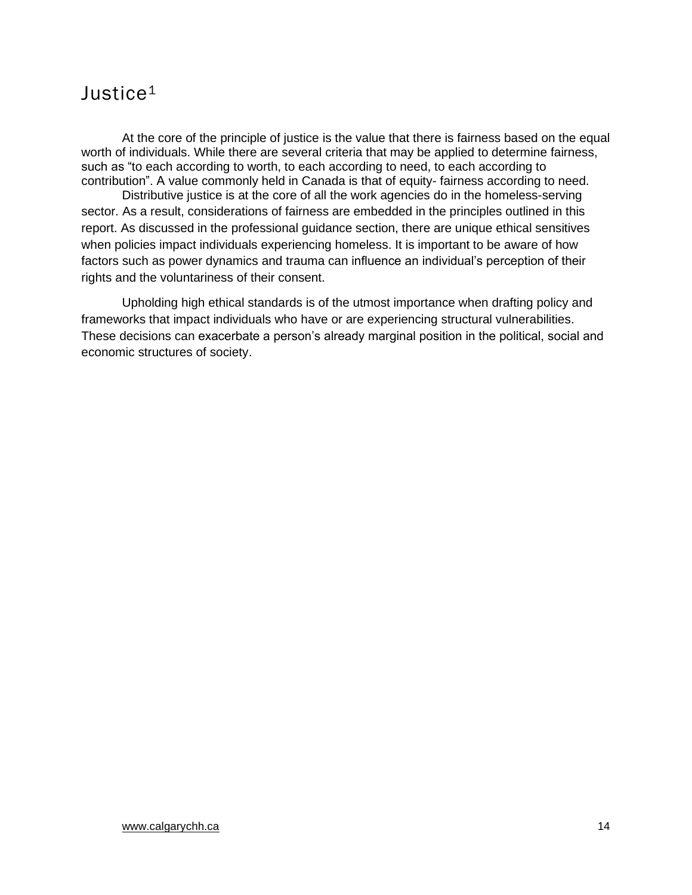# Justice[1]

At the core of the principle of justice is the value that there is fairness based on the equal worth of individuals. While there are several criteria that may be applied to determine fairness, such as "to each according to worth, to each according to need, to each according to contribution". A value commonly held in Canada is that of equity- fairness according to need.

Distributive justice is at the core of all the work agencies do in the homeless-serving sector. As a result, considerations of fairness are embedded in the principles outlined in this report. As discussed in the professional guidance section, there are unique ethical sensitives when policies impact individuals experiencing homeless. It is important to be aware of how factors such as power dynamics and trauma can influence an individual's perception of their rights and the voluntariness of their consent.

Upholding high ethical standards is of the utmost importance when drafting policy and frameworks that impact individuals who have or are experiencing structural vulnerabilities. These decisions can exacerbate a person's already marginal position in the political, social and economic structures of society.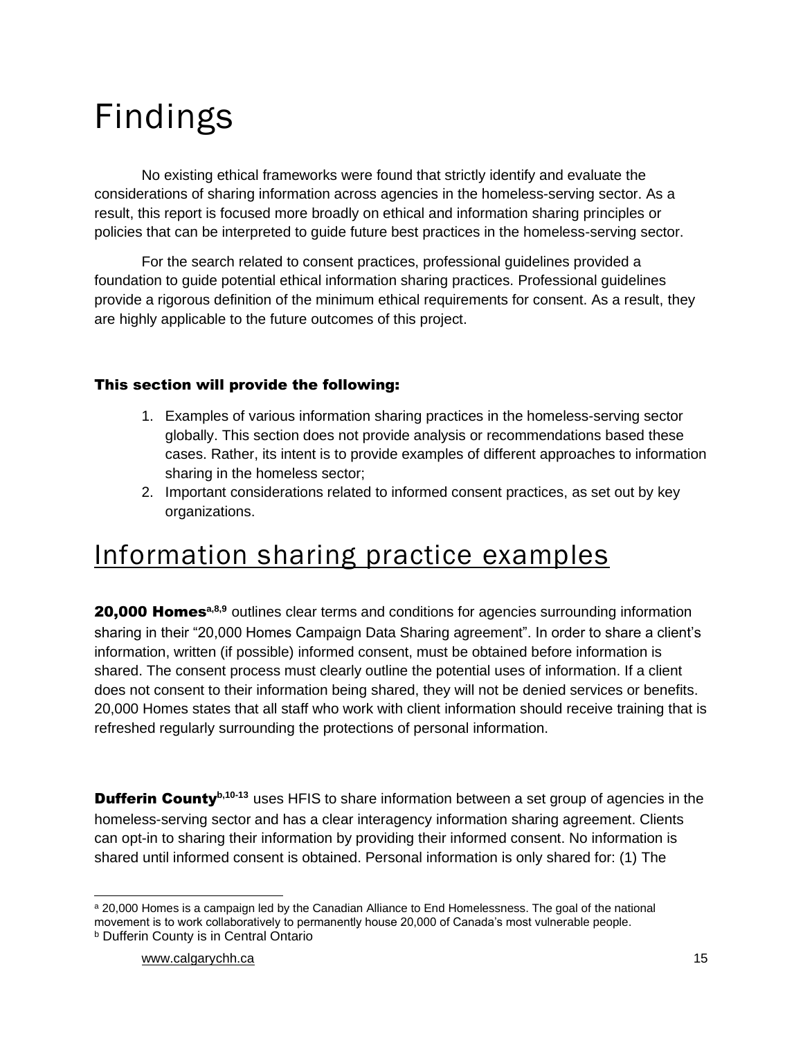# Findings

No existing ethical frameworks were found that strictly identify and evaluate the considerations of sharing information across agencies in the homeless-serving sector. As a result, this report is focused more broadly on ethical and information sharing principles or policies that can be interpreted to guide future best practices in the homeless-serving sector.

For the search related to consent practices, professional guidelines provided a foundation to guide potential ethical information sharing practices. Professional guidelines provide a rigorous definition of the minimum ethical requirements for consent. As a result, they are highly applicable to the future outcomes of this project.

**This section will provide the following:**

1. Examples of various information sharing practices in the homeless-serving sector globally. This section does not provide analysis or recommendations based these cases. Rather, its intent is to provide examples of different approaches to information sharing in the homeless sector;
2. Important considerations related to informed consent practices, as set out by key organizations.

## Information sharing practice examples

**20,000 Homes**[a,8,9] outlines clear terms and conditions for agencies surrounding information sharing in their "20,000 Homes Campaign Data Sharing agreement". In order to share a client's information, written (if possible) informed consent, must be obtained before information is shared. The consent process must clearly outline the potential uses of information. If a client does not consent to their information being shared, they will not be denied services or benefits. 20,000 Homes states that all staff who work with client information should receive training that is refreshed regularly surrounding the protections of personal information.

**Dufferin County**[b,10-13] uses HFIS to share information between a set group of agencies in the homeless-serving sector and has a clear interagency information sharing agreement. Clients can opt-in to sharing their information by providing their informed consent. No information is shared until informed consent is obtained. Personal information is only shared for: (1) The

[a] 20,000 Homes is a campaign led by the Canadian Alliance to End Homelessness. The goal of the national movement is to work collaboratively to permanently house 20,000 of Canada's most vulnerable people.

[b] Dufferin County is in Central Ontario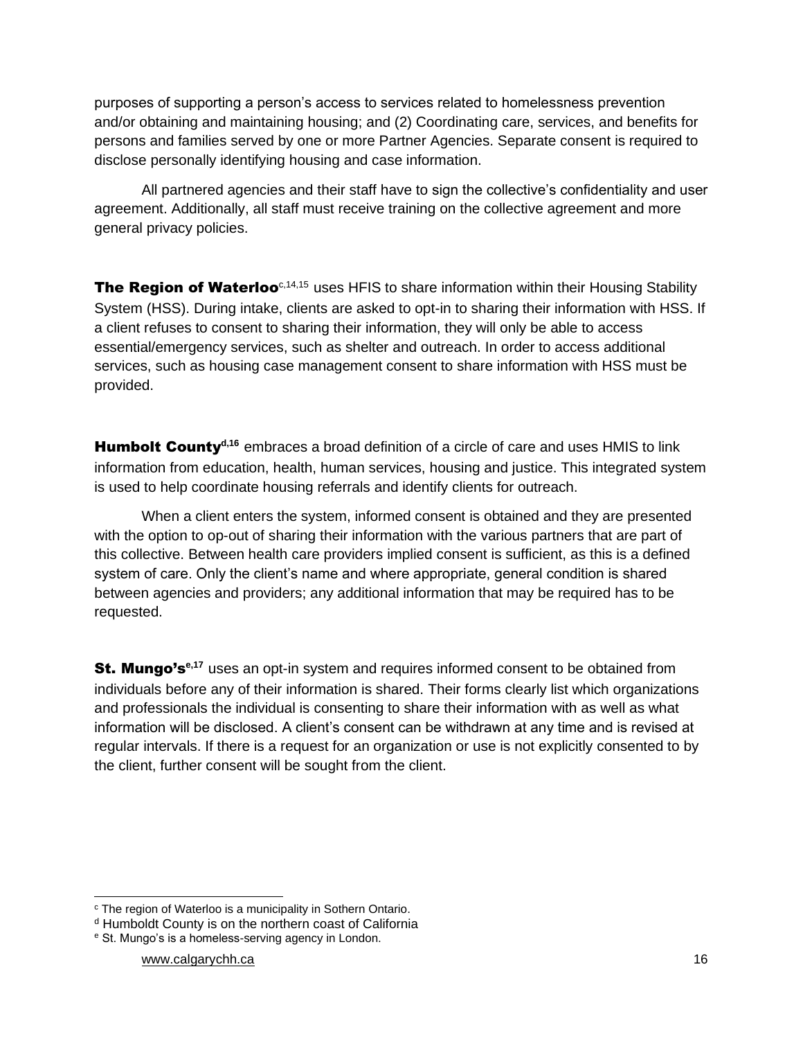purposes of supporting a person's access to services related to homelessness prevention and/or obtaining and maintaining housing; and (2) Coordinating care, services, and benefits for persons and families served by one or more Partner Agencies. Separate consent is required to disclose personally identifying housing and case information.

All partnered agencies and their staff have to sign the collective's confidentiality and user agreement. Additionally, all staff must receive training on the collective agreement and more general privacy policies.

**The Region of Waterloo**[c,14,15] uses HFIS to share information within their Housing Stability System (HSS). During intake, clients are asked to opt-in to sharing their information with HSS. If a client refuses to consent to sharing their information, they will only be able to access essential/emergency services, such as shelter and outreach. In order to access additional services, such as housing case management consent to share information with HSS must be provided.

**Humbolt County**[d,16] embraces a broad definition of a circle of care and uses HMIS to link information from education, health, human services, housing and justice. This integrated system is used to help coordinate housing referrals and identify clients for outreach.

When a client enters the system, informed consent is obtained and they are presented with the option to op-out of sharing their information with the various partners that are part of this collective. Between health care providers implied consent is sufficient, as this is a defined system of care. Only the client's name and where appropriate, general condition is shared between agencies and providers; any additional information that may be required has to be requested.

**St. Mungo's**[e,17] uses an opt-in system and requires informed consent to be obtained from individuals before any of their information is shared. Their forms clearly list which organizations and professionals the individual is consenting to share their information with as well as what information will be disclosed. A client's consent can be withdrawn at any time and is revised at regular intervals. If there is a request for an organization or use is not explicitly consented to by the client, further consent will be sought from the client.

---

[c] The region of Waterloo is a municipality in Sothern Ontario.

[d] Humboldt County is on the northern coast of California

[e] St. Mungo's is a homeless-serving agency in London.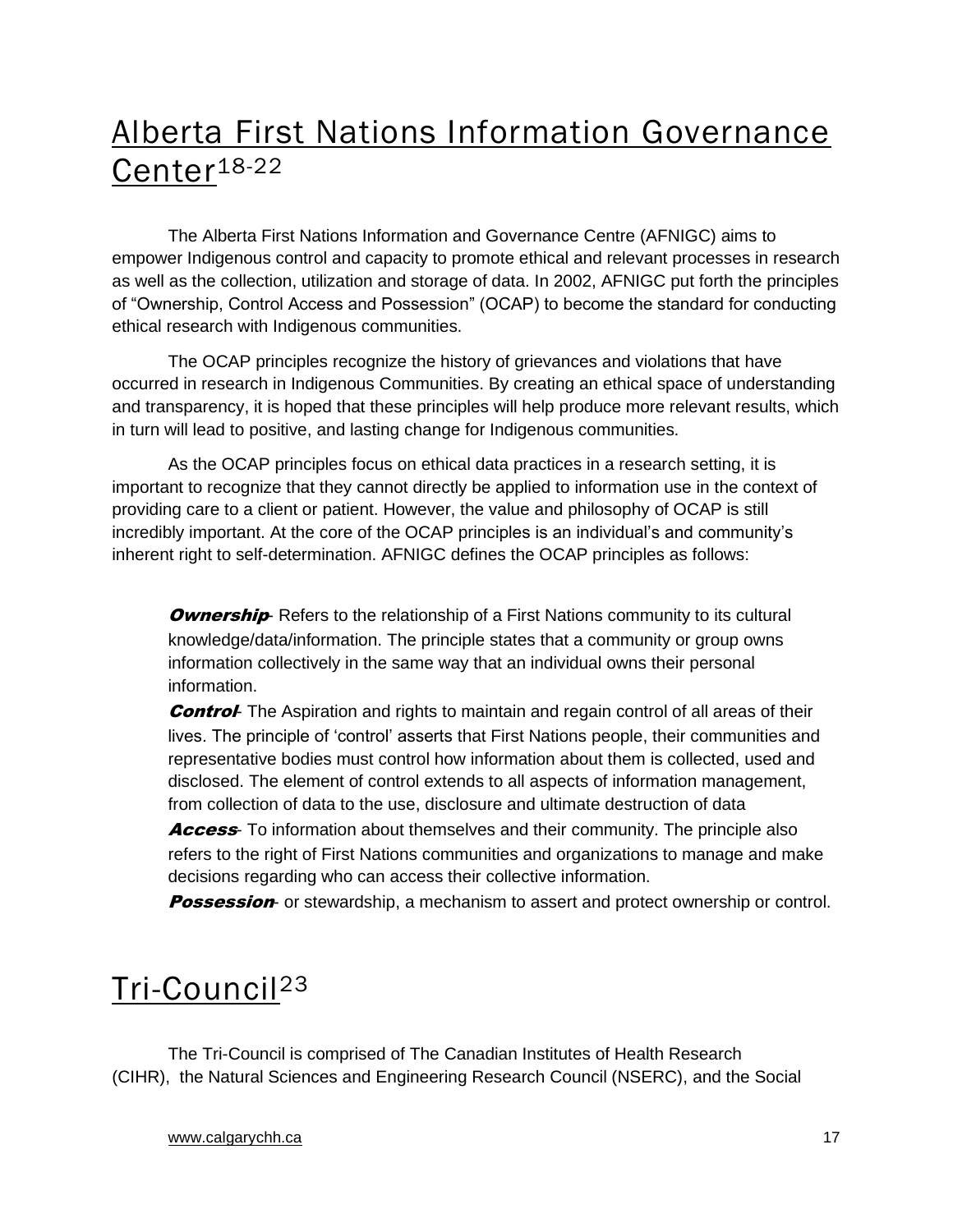# Alberta First Nations Information Governance Center[18-22]

The Alberta First Nations Information and Governance Centre (AFNIGC) aims to empower Indigenous control and capacity to promote ethical and relevant processes in research as well as the collection, utilization and storage of data. In 2002, AFNIGC put forth the principles of "Ownership, Control Access and Possession" (OCAP) to become the standard for conducting ethical research with Indigenous communities.

The OCAP principles recognize the history of grievances and violations that have occurred in research in Indigenous Communities. By creating an ethical space of understanding and transparency, it is hoped that these principles will help produce more relevant results, which in turn will lead to positive, and lasting change for Indigenous communities.

As the OCAP principles focus on ethical data practices in a research setting, it is important to recognize that they cannot directly be applied to information use in the context of providing care to a client or patient. However, the value and philosophy of OCAP is still incredibly important. At the core of the OCAP principles is an individual's and community's inherent right to self-determination. AFNIGC defines the OCAP principles as follows:

***Ownership***- Refers to the relationship of a First Nations community to its cultural knowledge/data/information. The principle states that a community or group owns information collectively in the same way that an individual owns their personal information.

***Control***- The Aspiration and rights to maintain and regain control of all areas of their lives. The principle of 'control' asserts that First Nations people, their communities and representative bodies must control how information about them is collected, used and disclosed. The element of control extends to all aspects of information management, from collection of data to the use, disclosure and ultimate destruction of data

***Access***- To information about themselves and their community. The principle also refers to the right of First Nations communities and organizations to manage and make decisions regarding who can access their collective information.

***Possession***- or stewardship, a mechanism to assert and protect ownership or control.

# Tri-Council[23]

The Tri-Council is comprised of The Canadian Institutes of Health Research (CIHR), the Natural Sciences and Engineering Research Council (NSERC), and the Social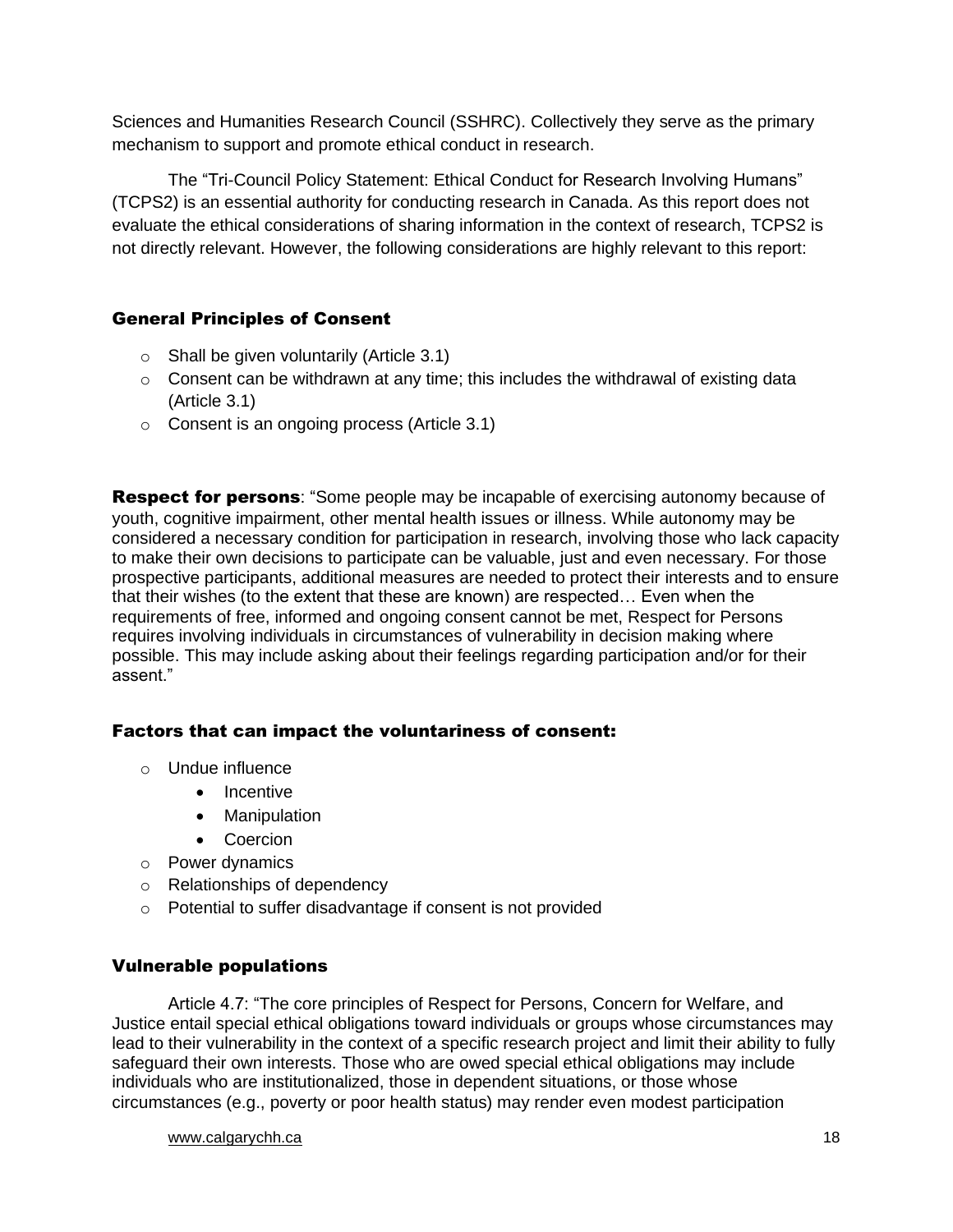Sciences and Humanities Research Council (SSHRC). Collectively they serve as the primary mechanism to support and promote ethical conduct in research.

The "Tri-Council Policy Statement: Ethical Conduct for Research Involving Humans" (TCPS2) is an essential authority for conducting research in Canada. As this report does not evaluate the ethical considerations of sharing information in the context of research, TCPS2 is not directly relevant. However, the following considerations are highly relevant to this report:

### General Principles of Consent

- Shall be given voluntarily (Article 3.1)
- Consent can be withdrawn at any time; this includes the withdrawal of existing data (Article 3.1)
- Consent is an ongoing process (Article 3.1)

**Respect for persons**: "Some people may be incapable of exercising autonomy because of youth, cognitive impairment, other mental health issues or illness. While autonomy may be considered a necessary condition for participation in research, involving those who lack capacity to make their own decisions to participate can be valuable, just and even necessary. For those prospective participants, additional measures are needed to protect their interests and to ensure that their wishes (to the extent that these are known) are respected… Even when the requirements of free, informed and ongoing consent cannot be met, Respect for Persons requires involving individuals in circumstances of vulnerability in decision making where possible. This may include asking about their feelings regarding participation and/or for their assent."

### Factors that can impact the voluntariness of consent:

- Undue influence
  - Incentive
  - Manipulation
  - Coercion
- Power dynamics
- Relationships of dependency
- Potential to suffer disadvantage if consent is not provided

### Vulnerable populations

Article 4.7: "The core principles of Respect for Persons, Concern for Welfare, and Justice entail special ethical obligations toward individuals or groups whose circumstances may lead to their vulnerability in the context of a specific research project and limit their ability to fully safeguard their own interests. Those who are owed special ethical obligations may include individuals who are institutionalized, those in dependent situations, or those whose circumstances (e.g., poverty or poor health status) may render even modest participation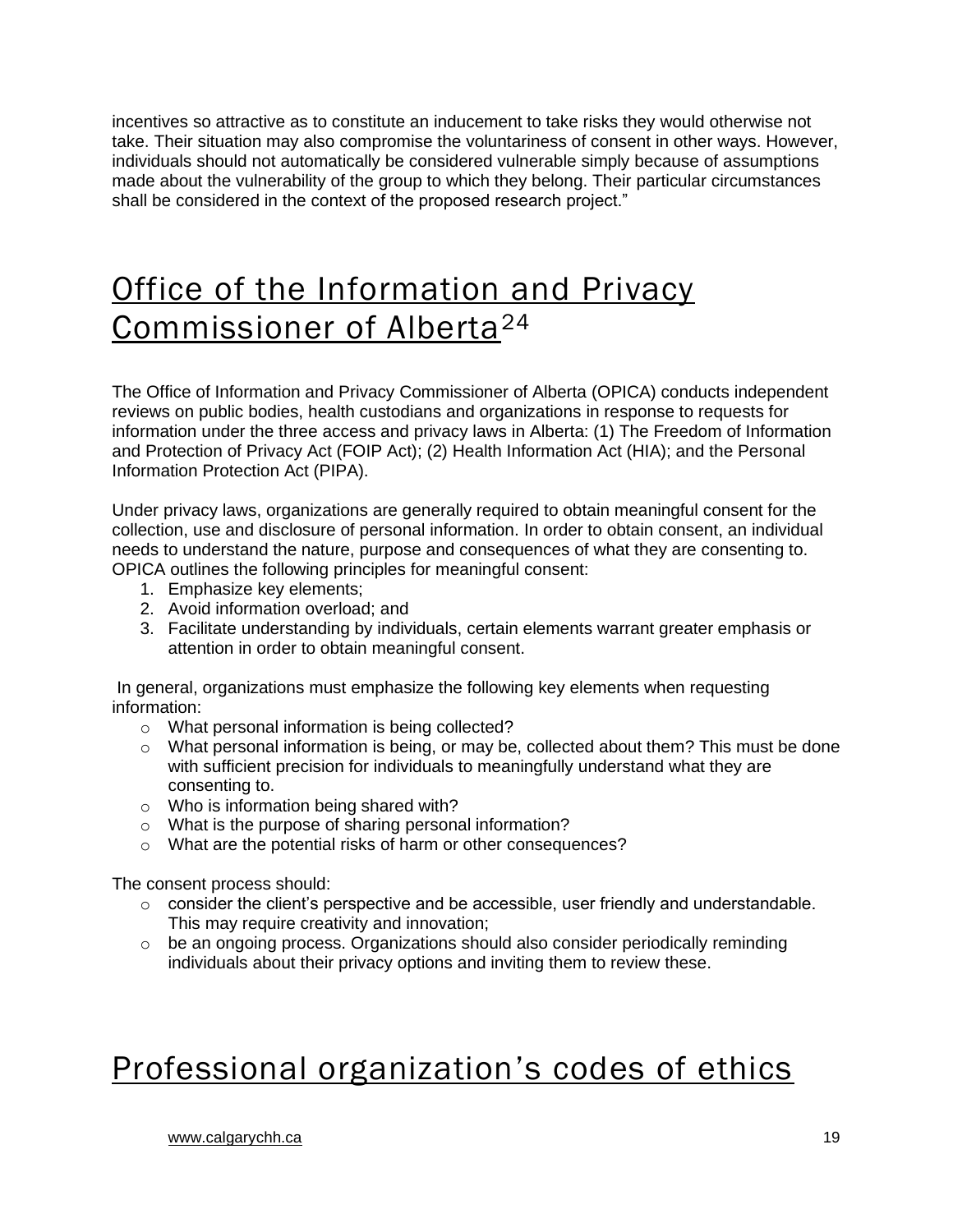incentives so attractive as to constitute an inducement to take risks they would otherwise not take. Their situation may also compromise the voluntariness of consent in other ways. However, individuals should not automatically be considered vulnerable simply because of assumptions made about the vulnerability of the group to which they belong. Their particular circumstances shall be considered in the context of the proposed research project."

# Office of the Information and Privacy Commissioner of Alberta[24]

The Office of Information and Privacy Commissioner of Alberta (OPICA) conducts independent reviews on public bodies, health custodians and organizations in response to requests for information under the three access and privacy laws in Alberta: (1) The Freedom of Information and Protection of Privacy Act (FOIP Act); (2) Health Information Act (HIA); and the Personal Information Protection Act (PIPA).

Under privacy laws, organizations are generally required to obtain meaningful consent for the collection, use and disclosure of personal information. In order to obtain consent, an individual needs to understand the nature, purpose and consequences of what they are consenting to. OPICA outlines the following principles for meaningful consent:

1. Emphasize key elements;
2. Avoid information overload; and
3. Facilitate understanding by individuals, certain elements warrant greater emphasis or attention in order to obtain meaningful consent.

In general, organizations must emphasize the following key elements when requesting information:

- What personal information is being collected?
- What personal information is being, or may be, collected about them? This must be done with sufficient precision for individuals to meaningfully understand what they are consenting to.
- Who is information being shared with?
- What is the purpose of sharing personal information?
- What are the potential risks of harm or other consequences?

The consent process should:

- consider the client's perspective and be accessible, user friendly and understandable. This may require creativity and innovation;
- be an ongoing process. Organizations should also consider periodically reminding individuals about their privacy options and inviting them to review these.

# Professional organization's codes of ethics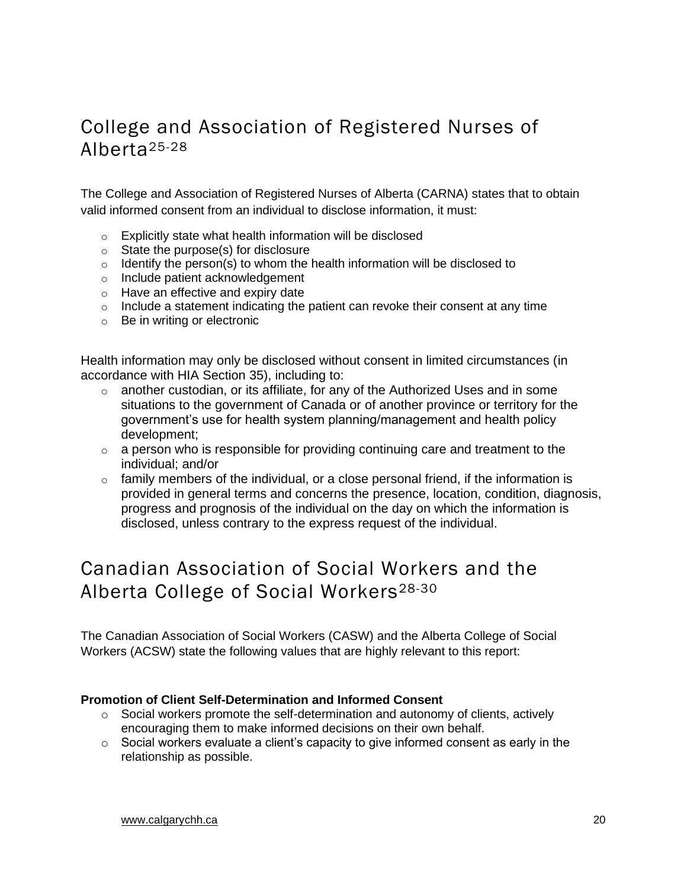## College and Association of Registered Nurses of Alberta[25-28]

The College and Association of Registered Nurses of Alberta (CARNA) states that to obtain valid informed consent from an individual to disclose information, it must:

- Explicitly state what health information will be disclosed
- State the purpose(s) for disclosure
- Identify the person(s) to whom the health information will be disclosed to
- Include patient acknowledgement
- Have an effective and expiry date
- Include a statement indicating the patient can revoke their consent at any time
- Be in writing or electronic

Health information may only be disclosed without consent in limited circumstances (in accordance with HIA Section 35), including to:

- another custodian, or its affiliate, for any of the Authorized Uses and in some situations to the government of Canada or of another province or territory for the government's use for health system planning/management and health policy development;
- a person who is responsible for providing continuing care and treatment to the individual; and/or
- family members of the individual, or a close personal friend, if the information is provided in general terms and concerns the presence, location, condition, diagnosis, progress and prognosis of the individual on the day on which the information is disclosed, unless contrary to the express request of the individual.

## Canadian Association of Social Workers and the Alberta College of Social Workers[28-30]

The Canadian Association of Social Workers (CASW) and the Alberta College of Social Workers (ACSW) state the following values that are highly relevant to this report:

**Promotion of Client Self-Determination and Informed Consent**

- Social workers promote the self-determination and autonomy of clients, actively encouraging them to make informed decisions on their own behalf.
- Social workers evaluate a client's capacity to give informed consent as early in the relationship as possible.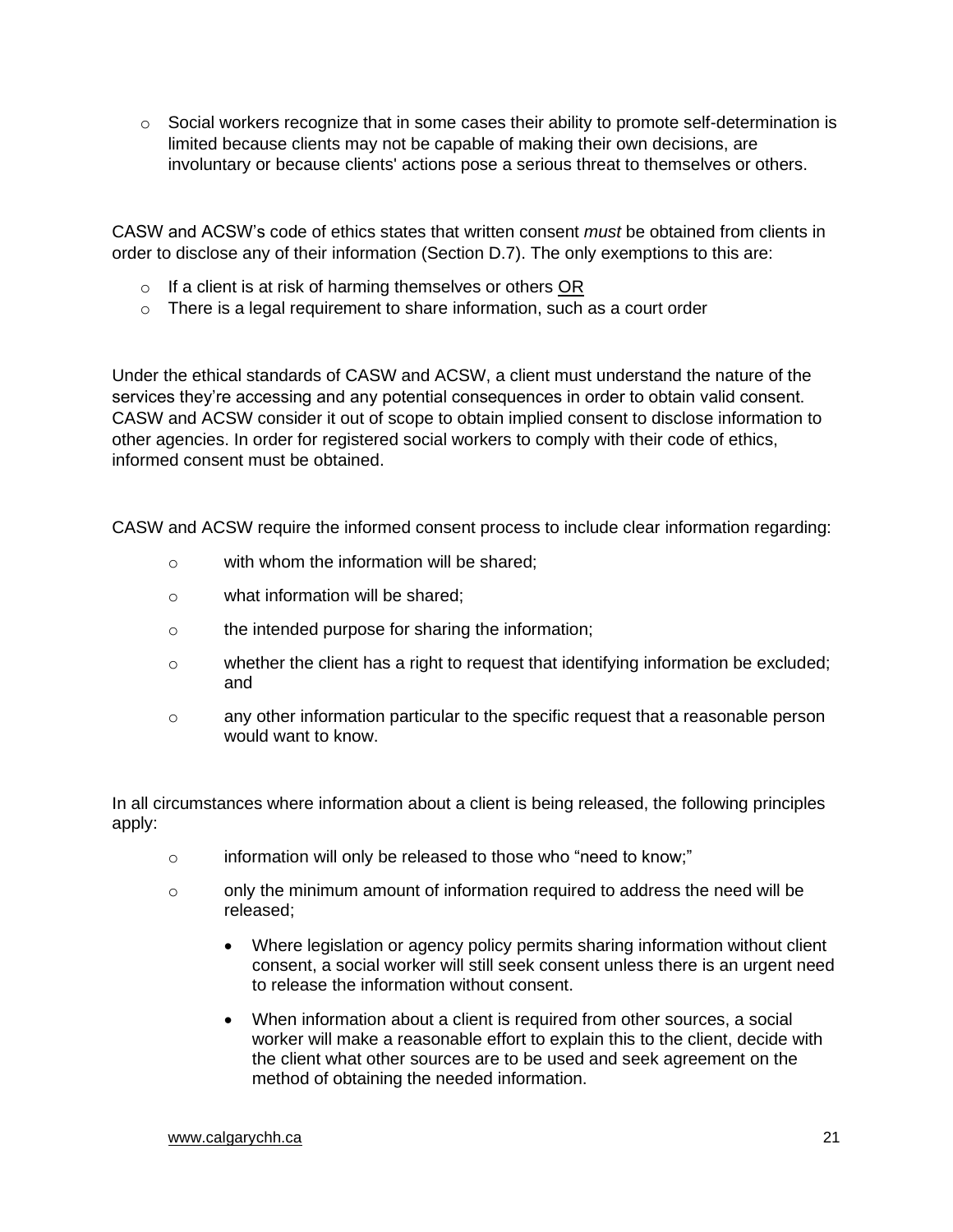- Social workers recognize that in some cases their ability to promote self-determination is limited because clients may not be capable of making their own decisions, are involuntary or because clients' actions pose a serious threat to themselves or others.

CASW and ACSW's code of ethics states that written consent *must* be obtained from clients in order to disclose any of their information (Section D.7). The only exemptions to this are:

- If a client is at risk of harming themselves or others <u>OR</u>
- There is a legal requirement to share information, such as a court order

Under the ethical standards of CASW and ACSW, a client must understand the nature of the services they're accessing and any potential consequences in order to obtain valid consent. CASW and ACSW consider it out of scope to obtain implied consent to disclose information to other agencies. In order for registered social workers to comply with their code of ethics, informed consent must be obtained.

CASW and ACSW require the informed consent process to include clear information regarding:

- with whom the information will be shared;
- what information will be shared;
- the intended purpose for sharing the information;
- whether the client has a right to request that identifying information be excluded; and
- any other information particular to the specific request that a reasonable person would want to know.

In all circumstances where information about a client is being released, the following principles apply:

- information will only be released to those who "need to know;"
- only the minimum amount of information required to address the need will be released;
  - Where legislation or agency policy permits sharing information without client consent, a social worker will still seek consent unless there is an urgent need to release the information without consent.
  - When information about a client is required from other sources, a social worker will make a reasonable effort to explain this to the client, decide with the client what other sources are to be used and seek agreement on the method of obtaining the needed information.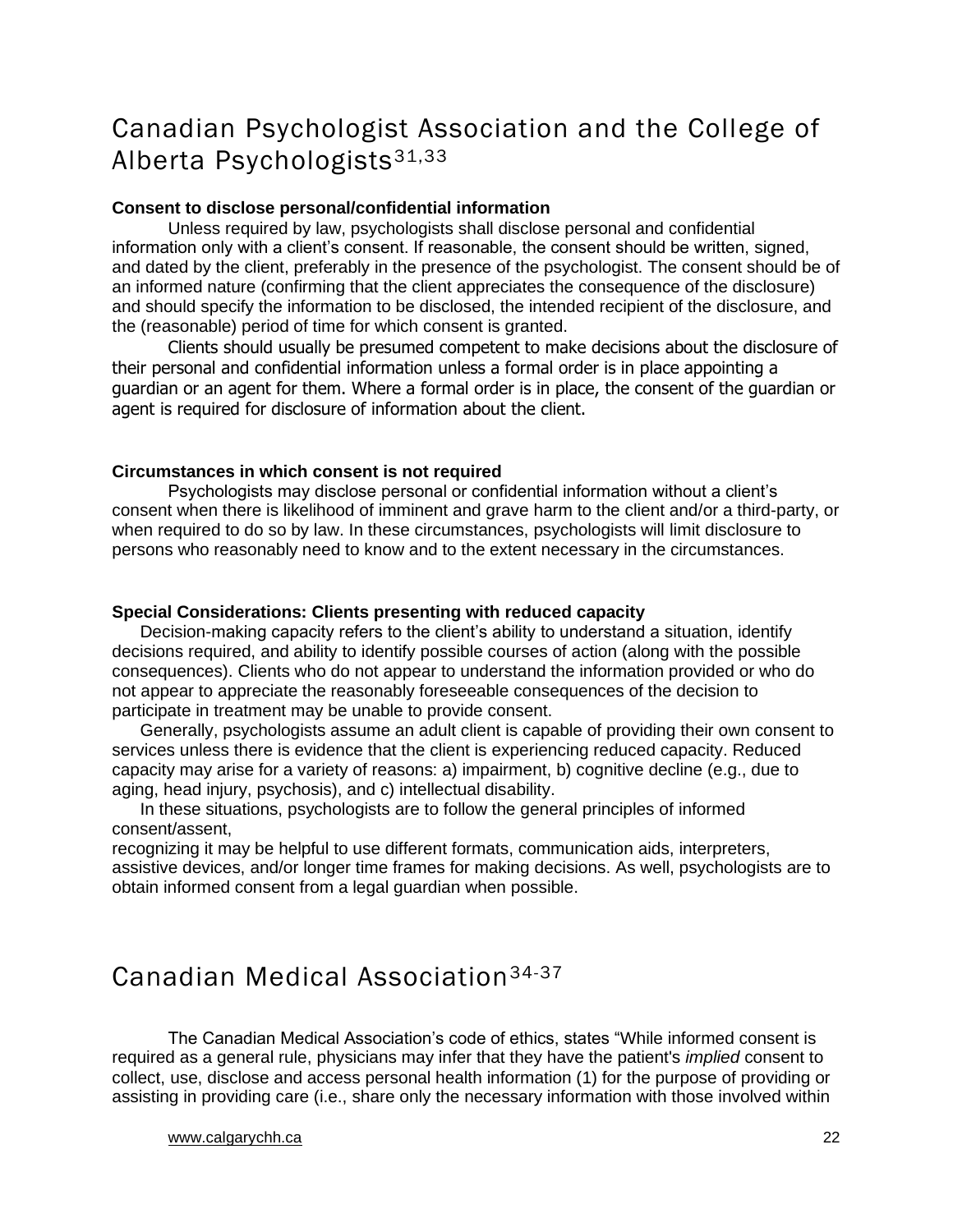## Canadian Psychologist Association and the College of Alberta Psychologists[31,33]

**Consent to disclose personal/confidential information**

Unless required by law, psychologists shall disclose personal and confidential information only with a client's consent. If reasonable, the consent should be written, signed, and dated by the client, preferably in the presence of the psychologist. The consent should be of an informed nature (confirming that the client appreciates the consequence of the disclosure) and should specify the information to be disclosed, the intended recipient of the disclosure, and the (reasonable) period of time for which consent is granted.

Clients should usually be presumed competent to make decisions about the disclosure of their personal and confidential information unless a formal order is in place appointing a guardian or an agent for them. Where a formal order is in place, the consent of the guardian or agent is required for disclosure of information about the client.

**Circumstances in which consent is not required**

Psychologists may disclose personal or confidential information without a client's consent when there is likelihood of imminent and grave harm to the client and/or a third-party, or when required to do so by law. In these circumstances, psychologists will limit disclosure to persons who reasonably need to know and to the extent necessary in the circumstances.

**Special Considerations: Clients presenting with reduced capacity**

Decision-making capacity refers to the client's ability to understand a situation, identify decisions required, and ability to identify possible courses of action (along with the possible consequences). Clients who do not appear to understand the information provided or who do not appear to appreciate the reasonably foreseeable consequences of the decision to participate in treatment may be unable to provide consent.

Generally, psychologists assume an adult client is capable of providing their own consent to services unless there is evidence that the client is experiencing reduced capacity. Reduced capacity may arise for a variety of reasons: a) impairment, b) cognitive decline (e.g., due to aging, head injury, psychosis), and c) intellectual disability.

In these situations, psychologists are to follow the general principles of informed consent/assent,
recognizing it may be helpful to use different formats, communication aids, interpreters, assistive devices, and/or longer time frames for making decisions. As well, psychologists are to obtain informed consent from a legal guardian when possible.

## Canadian Medical Association[34-37]

The Canadian Medical Association's code of ethics, states "While informed consent is required as a general rule, physicians may infer that they have the patient's *implied* consent to collect, use, disclose and access personal health information (1) for the purpose of providing or assisting in providing care (i.e., share only the necessary information with those involved within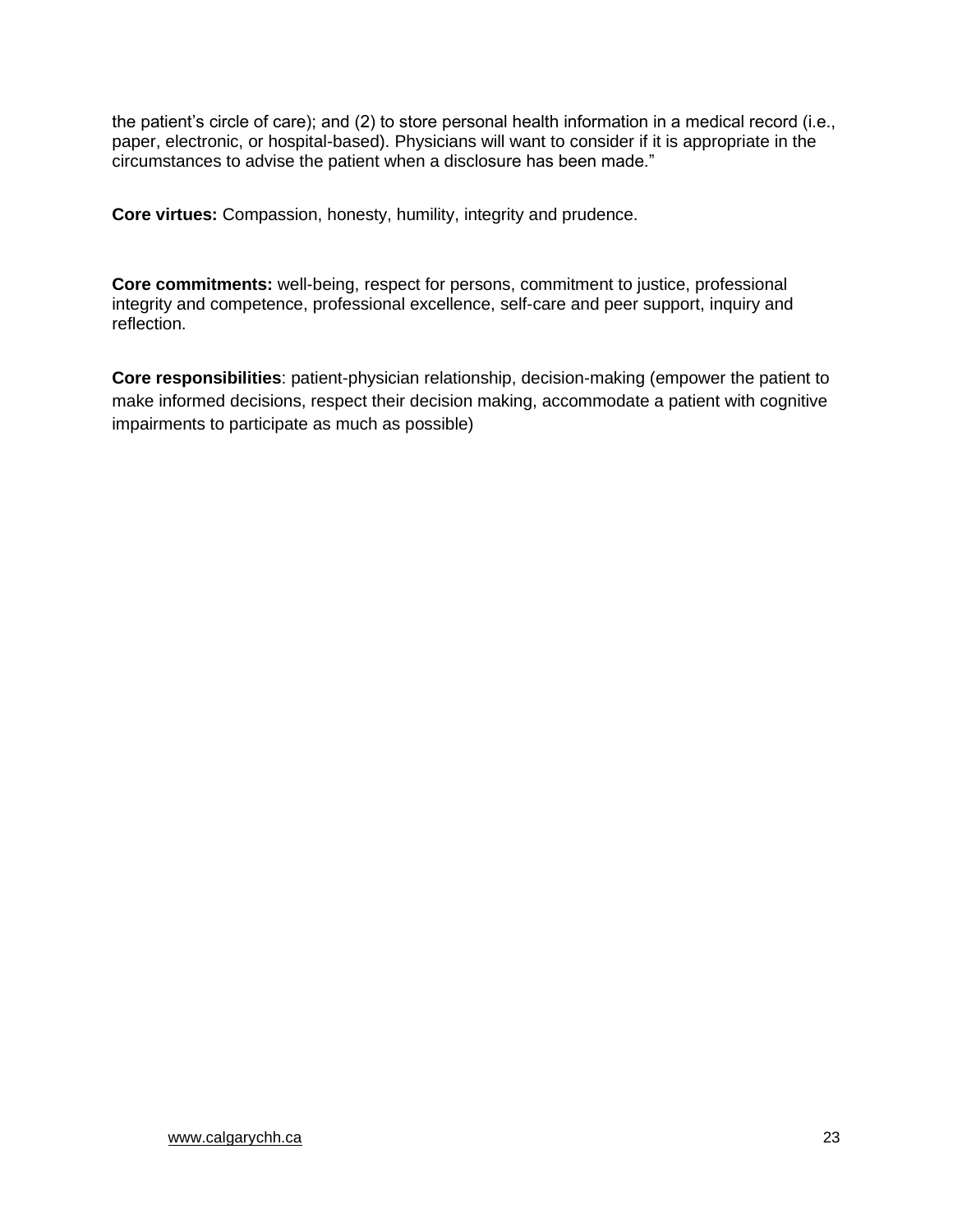the patient's circle of care); and (2) to store personal health information in a medical record (i.e., paper, electronic, or hospital-based). Physicians will want to consider if it is appropriate in the circumstances to advise the patient when a disclosure has been made."

**Core virtues:** Compassion, honesty, humility, integrity and prudence.

**Core commitments:** well-being, respect for persons, commitment to justice, professional integrity and competence, professional excellence, self-care and peer support, inquiry and reflection.

**Core responsibilities**: patient-physician relationship, decision-making (empower the patient to make informed decisions, respect their decision making, accommodate a patient with cognitive impairments to participate as much as possible)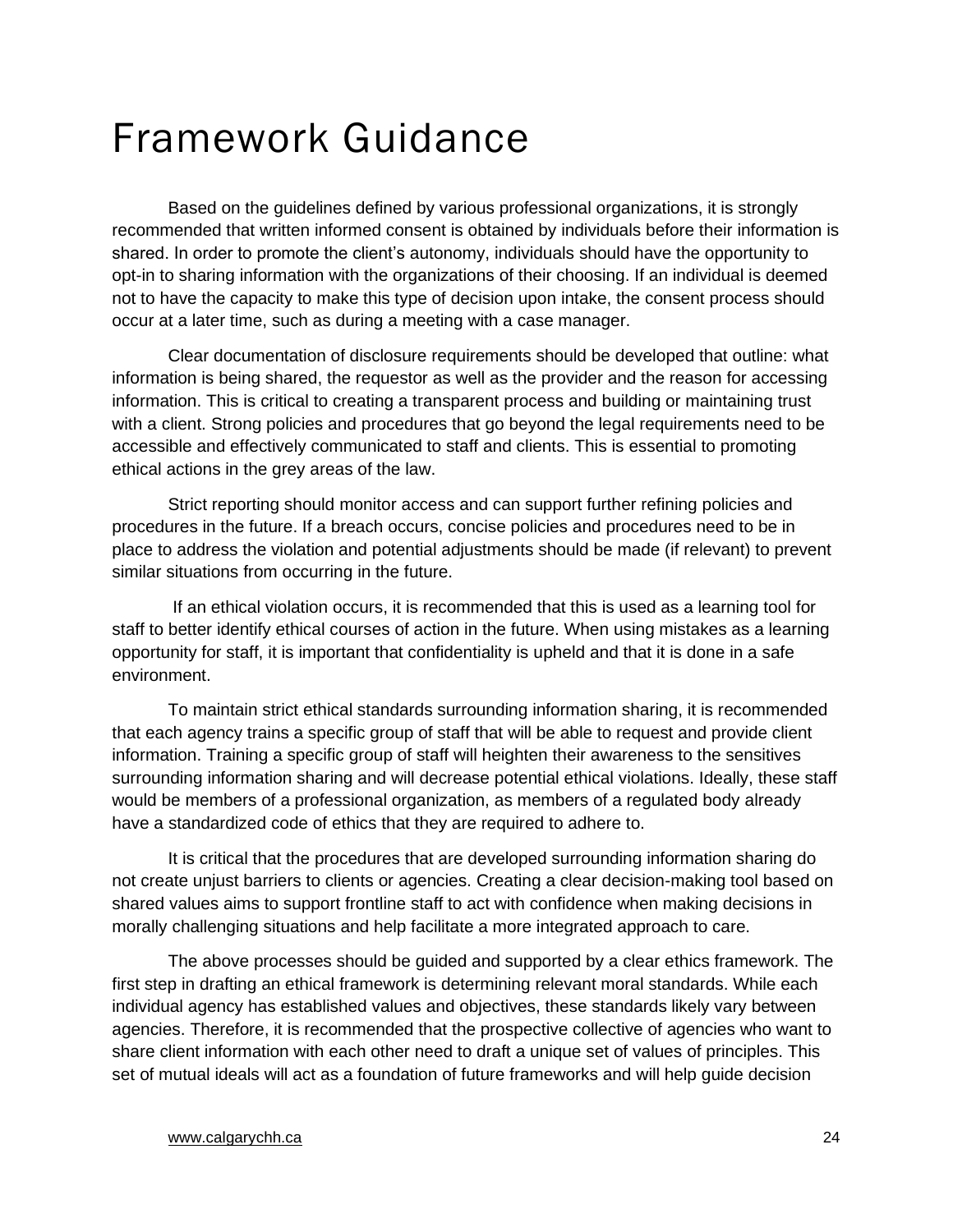# Framework Guidance

Based on the guidelines defined by various professional organizations, it is strongly recommended that written informed consent is obtained by individuals before their information is shared. In order to promote the client's autonomy, individuals should have the opportunity to opt-in to sharing information with the organizations of their choosing. If an individual is deemed not to have the capacity to make this type of decision upon intake, the consent process should occur at a later time, such as during a meeting with a case manager.

Clear documentation of disclosure requirements should be developed that outline: what information is being shared, the requestor as well as the provider and the reason for accessing information. This is critical to creating a transparent process and building or maintaining trust with a client. Strong policies and procedures that go beyond the legal requirements need to be accessible and effectively communicated to staff and clients. This is essential to promoting ethical actions in the grey areas of the law.

Strict reporting should monitor access and can support further refining policies and procedures in the future. If a breach occurs, concise policies and procedures need to be in place to address the violation and potential adjustments should be made (if relevant) to prevent similar situations from occurring in the future.

If an ethical violation occurs, it is recommended that this is used as a learning tool for staff to better identify ethical courses of action in the future. When using mistakes as a learning opportunity for staff, it is important that confidentiality is upheld and that it is done in a safe environment.

To maintain strict ethical standards surrounding information sharing, it is recommended that each agency trains a specific group of staff that will be able to request and provide client information. Training a specific group of staff will heighten their awareness to the sensitives surrounding information sharing and will decrease potential ethical violations. Ideally, these staff would be members of a professional organization, as members of a regulated body already have a standardized code of ethics that they are required to adhere to.

It is critical that the procedures that are developed surrounding information sharing do not create unjust barriers to clients or agencies. Creating a clear decision-making tool based on shared values aims to support frontline staff to act with confidence when making decisions in morally challenging situations and help facilitate a more integrated approach to care.

The above processes should be guided and supported by a clear ethics framework. The first step in drafting an ethical framework is determining relevant moral standards. While each individual agency has established values and objectives, these standards likely vary between agencies. Therefore, it is recommended that the prospective collective of agencies who want to share client information with each other need to draft a unique set of values of principles. This set of mutual ideals will act as a foundation of future frameworks and will help guide decision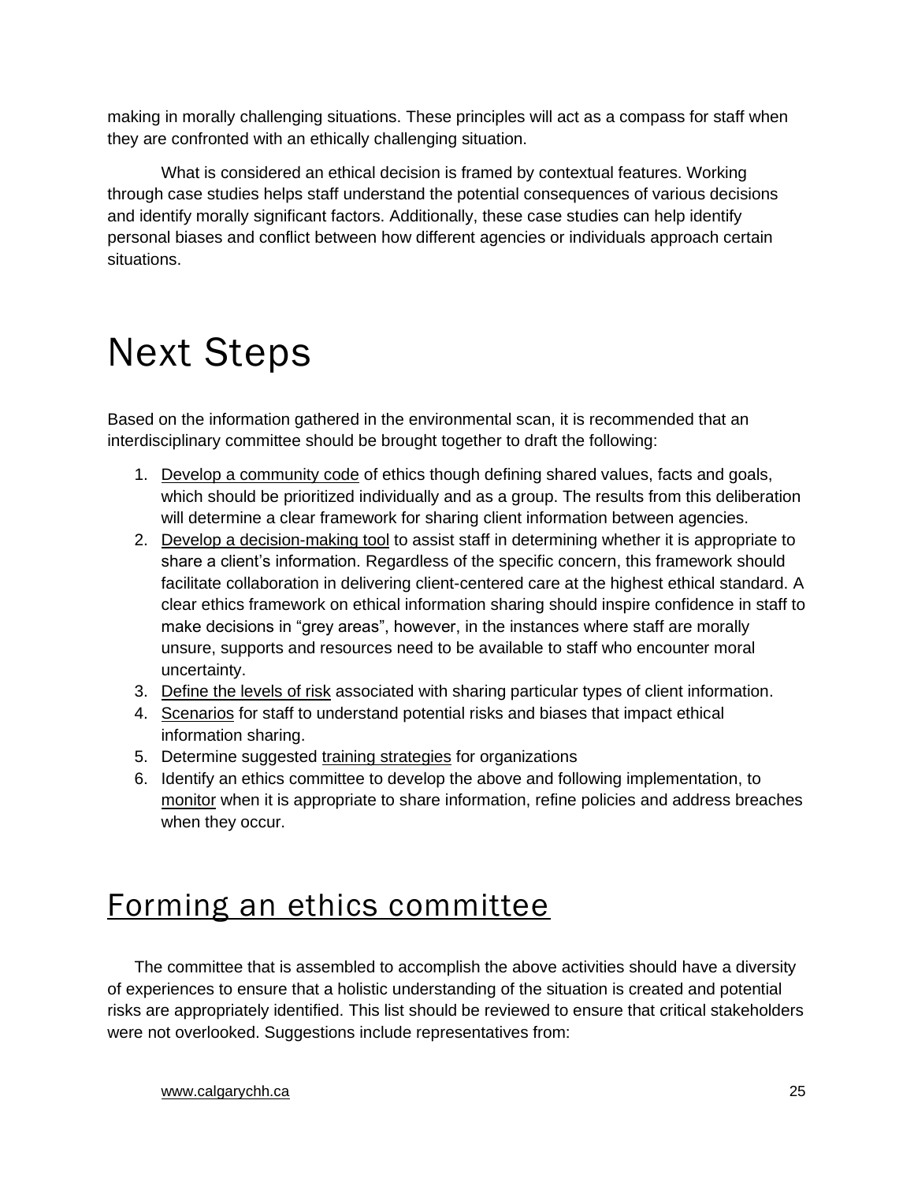making in morally challenging situations. These principles will act as a compass for staff when they are confronted with an ethically challenging situation.

What is considered an ethical decision is framed by contextual features. Working through case studies helps staff understand the potential consequences of various decisions and identify morally significant factors. Additionally, these case studies can help identify personal biases and conflict between how different agencies or individuals approach certain situations.

# Next Steps

Based on the information gathered in the environmental scan, it is recommended that an interdisciplinary committee should be brought together to draft the following:

1. Develop a community code of ethics though defining shared values, facts and goals, which should be prioritized individually and as a group. The results from this deliberation will determine a clear framework for sharing client information between agencies.
2. Develop a decision-making tool to assist staff in determining whether it is appropriate to share a client's information. Regardless of the specific concern, this framework should facilitate collaboration in delivering client-centered care at the highest ethical standard. A clear ethics framework on ethical information sharing should inspire confidence in staff to make decisions in "grey areas", however, in the instances where staff are morally unsure, supports and resources need to be available to staff who encounter moral uncertainty.
3. Define the levels of risk associated with sharing particular types of client information.
4. Scenarios for staff to understand potential risks and biases that impact ethical information sharing.
5. Determine suggested training strategies for organizations
6. Identify an ethics committee to develop the above and following implementation, to monitor when it is appropriate to share information, refine policies and address breaches when they occur.

## Forming an ethics committee

The committee that is assembled to accomplish the above activities should have a diversity of experiences to ensure that a holistic understanding of the situation is created and potential risks are appropriately identified. This list should be reviewed to ensure that critical stakeholders were not overlooked. Suggestions include representatives from: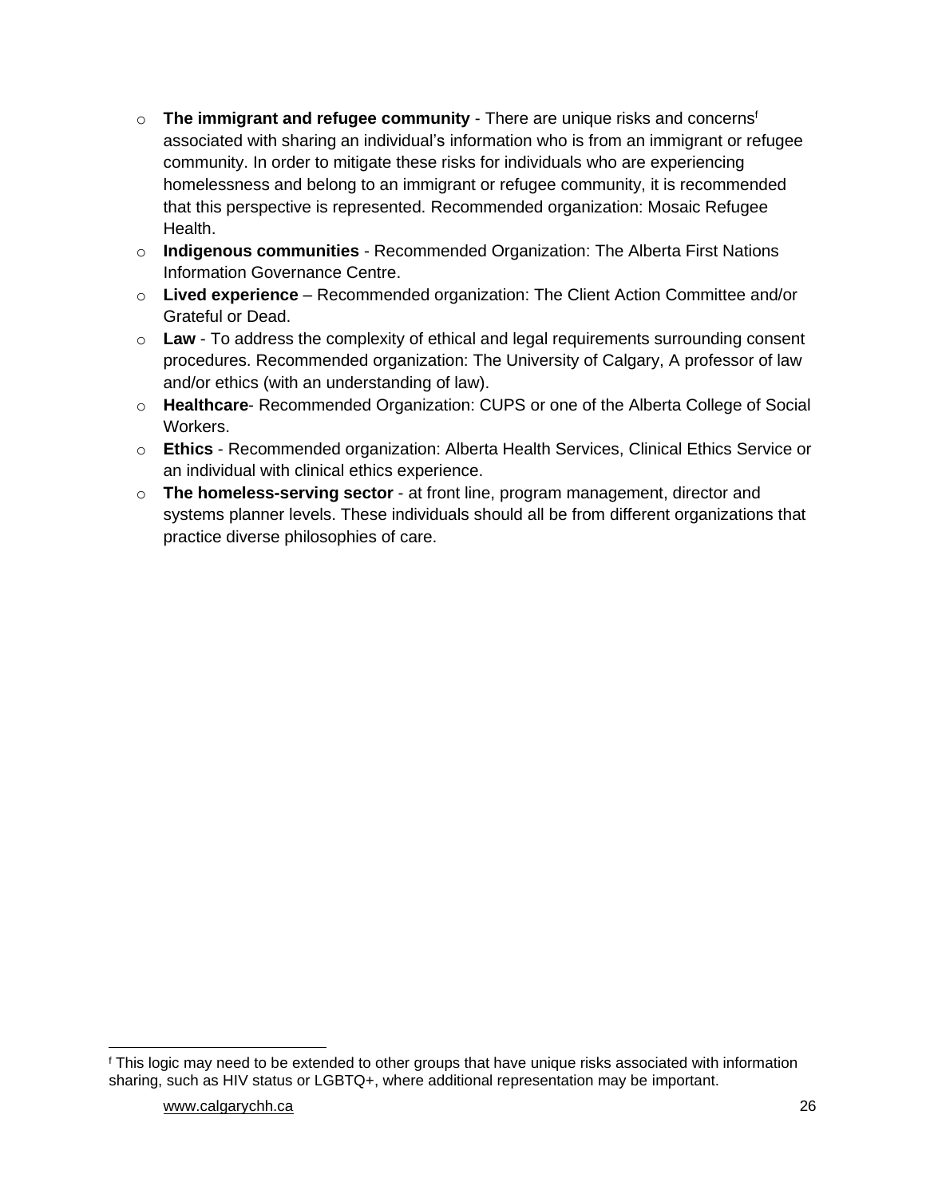- **The immigrant and refugee community** - There are unique risks and concerns[f] associated with sharing an individual's information who is from an immigrant or refugee community. In order to mitigate these risks for individuals who are experiencing homelessness and belong to an immigrant or refugee community, it is recommended that this perspective is represented. Recommended organization: Mosaic Refugee Health.
- **Indigenous communities** - Recommended Organization: The Alberta First Nations Information Governance Centre.
- **Lived experience** – Recommended organization: The Client Action Committee and/or Grateful or Dead.
- **Law** - To address the complexity of ethical and legal requirements surrounding consent procedures. Recommended organization: The University of Calgary, A professor of law and/or ethics (with an understanding of law).
- **Healthcare**- Recommended Organization: CUPS or one of the Alberta College of Social Workers.
- **Ethics** - Recommended organization: Alberta Health Services, Clinical Ethics Service or an individual with clinical ethics experience.
- **The homeless-serving sector** - at front line, program management, director and systems planner levels. These individuals should all be from different organizations that practice diverse philosophies of care.

---

[f] This logic may need to be extended to other groups that have unique risks associated with information sharing, such as HIV status or LGBTQ+, where additional representation may be important.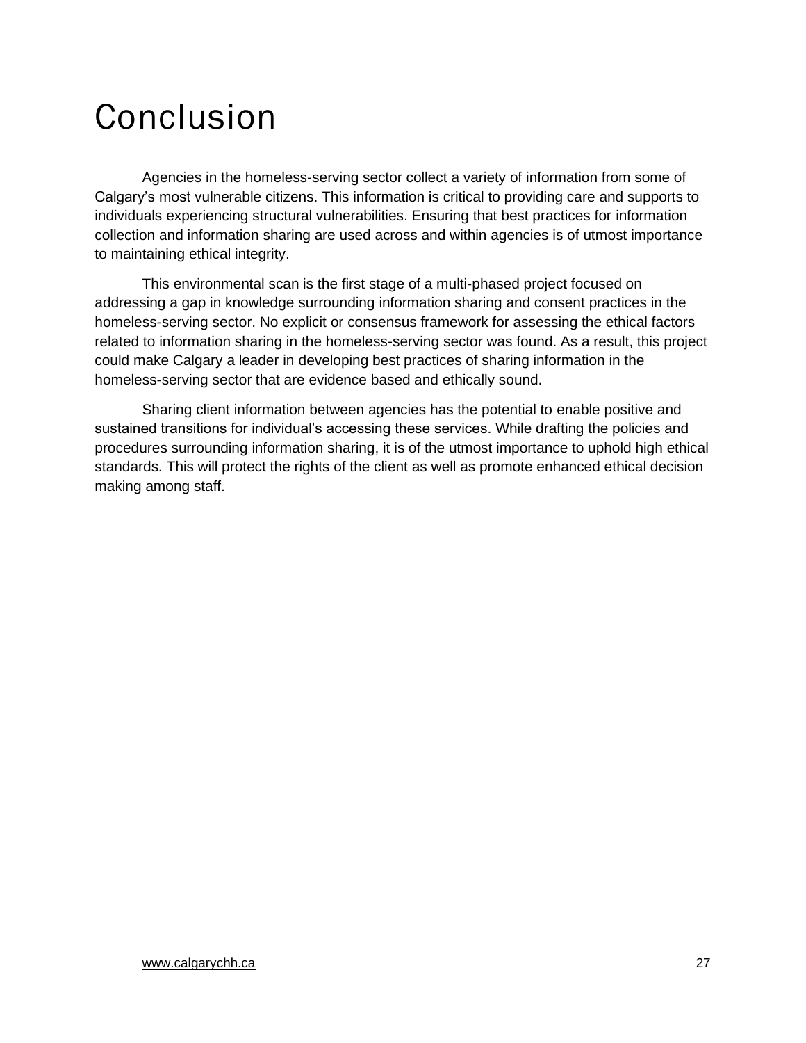# Conclusion

Agencies in the homeless-serving sector collect a variety of information from some of Calgary's most vulnerable citizens. This information is critical to providing care and supports to individuals experiencing structural vulnerabilities. Ensuring that best practices for information collection and information sharing are used across and within agencies is of utmost importance to maintaining ethical integrity.

This environmental scan is the first stage of a multi-phased project focused on addressing a gap in knowledge surrounding information sharing and consent practices in the homeless-serving sector. No explicit or consensus framework for assessing the ethical factors related to information sharing in the homeless-serving sector was found. As a result, this project could make Calgary a leader in developing best practices of sharing information in the homeless-serving sector that are evidence based and ethically sound.

Sharing client information between agencies has the potential to enable positive and sustained transitions for individual's accessing these services. While drafting the policies and procedures surrounding information sharing, it is of the utmost importance to uphold high ethical standards. This will protect the rights of the client as well as promote enhanced ethical decision making among staff.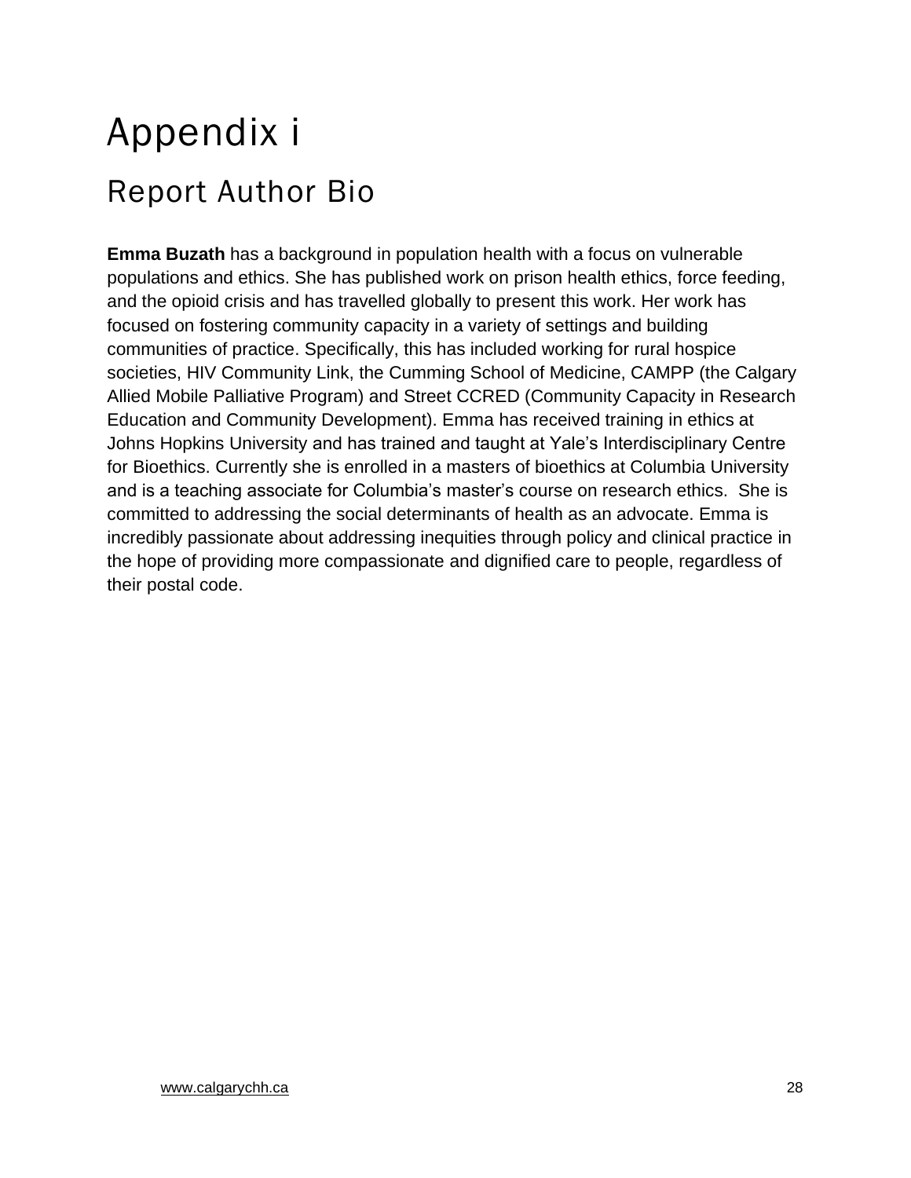# Appendix i

## Report Author Bio

**Emma Buzath** has a background in population health with a focus on vulnerable populations and ethics. She has published work on prison health ethics, force feeding, and the opioid crisis and has travelled globally to present this work. Her work has focused on fostering community capacity in a variety of settings and building communities of practice. Specifically, this has included working for rural hospice societies, HIV Community Link, the Cumming School of Medicine, CAMPP (the Calgary Allied Mobile Palliative Program) and Street CCRED (Community Capacity in Research Education and Community Development). Emma has received training in ethics at Johns Hopkins University and has trained and taught at Yale's Interdisciplinary Centre for Bioethics. Currently she is enrolled in a masters of bioethics at Columbia University and is a teaching associate for Columbia's master's course on research ethics. She is committed to addressing the social determinants of health as an advocate. Emma is incredibly passionate about addressing inequities through policy and clinical practice in the hope of providing more compassionate and dignified care to people, regardless of their postal code.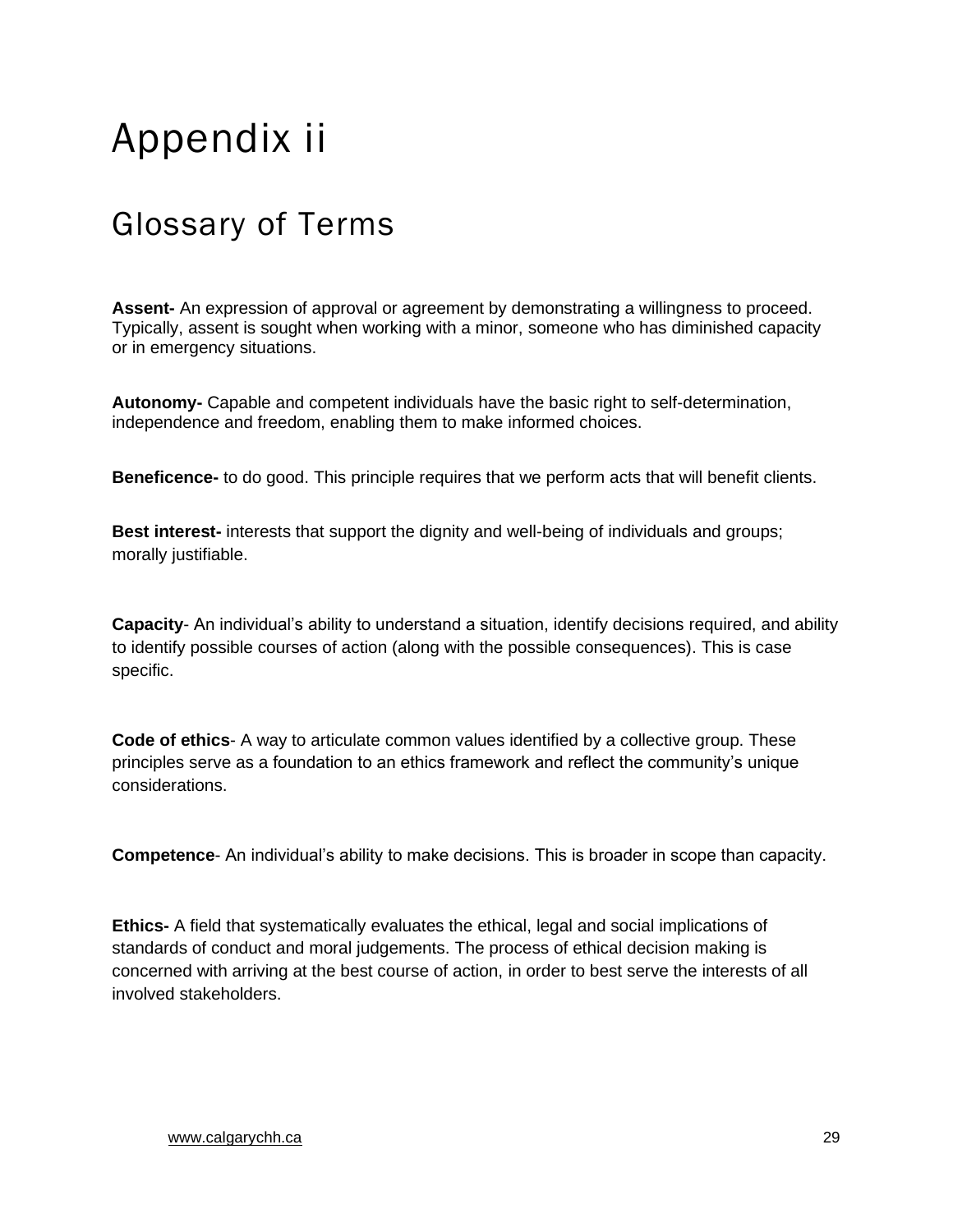# Appendix ii

## Glossary of Terms

**Assent-** An expression of approval or agreement by demonstrating a willingness to proceed. Typically, assent is sought when working with a minor, someone who has diminished capacity or in emergency situations.

**Autonomy-** Capable and competent individuals have the basic right to self-determination, independence and freedom, enabling them to make informed choices.

**Beneficence-** to do good. This principle requires that we perform acts that will benefit clients.

**Best interest-** interests that support the dignity and well-being of individuals and groups; morally justifiable.

**Capacity**- An individual's ability to understand a situation, identify decisions required, and ability to identify possible courses of action (along with the possible consequences). This is case specific.

**Code of ethics**- A way to articulate common values identified by a collective group. These principles serve as a foundation to an ethics framework and reflect the community's unique considerations.

**Competence**- An individual's ability to make decisions. This is broader in scope than capacity.

**Ethics-** A field that systematically evaluates the ethical, legal and social implications of standards of conduct and moral judgements. The process of ethical decision making is concerned with arriving at the best course of action, in order to best serve the interests of all involved stakeholders.

www.calgarychh.ca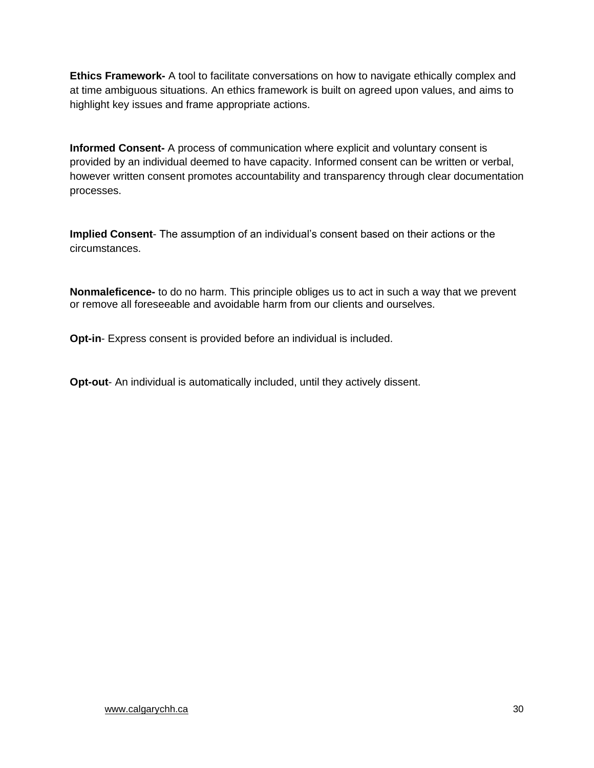**Ethics Framework-** A tool to facilitate conversations on how to navigate ethically complex and at time ambiguous situations. An ethics framework is built on agreed upon values, and aims to highlight key issues and frame appropriate actions.

**Informed Consent-** A process of communication where explicit and voluntary consent is provided by an individual deemed to have capacity. Informed consent can be written or verbal, however written consent promotes accountability and transparency through clear documentation processes.

**Implied Consent**- The assumption of an individual's consent based on their actions or the circumstances.

**Nonmaleficence-** to do no harm. This principle obliges us to act in such a way that we prevent or remove all foreseeable and avoidable harm from our clients and ourselves.

**Opt-in**- Express consent is provided before an individual is included.

**Opt-out**- An individual is automatically included, until they actively dissent.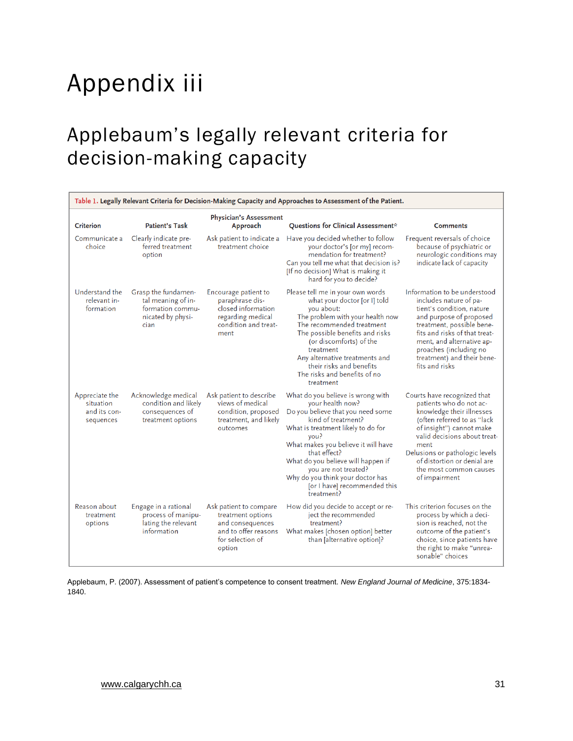# Appendix iii

## Applebaum's legally relevant criteria for decision-making capacity

**Table 1.** Legally Relevant Criteria for Decision-Making Capacity and Approaches to Assessment of the Patient.

| Criterion | Patient's Task | Physician's Assessment Approach | Questions for Clinical Assessment* | Comments |
|---|---|---|---|---|
| Communicate a choice | Clearly indicate preferred treatment option | Ask patient to indicate a treatment choice | Have you decided whether to follow your doctor's [or my] recommendation for treatment?<br>Can you tell me what that decision is?<br>[If no decision] What is making it hard for you to decide? | Frequent reversals of choice because of psychiatric or neurologic conditions may indicate lack of capacity |
| Understand the relevant information | Grasp the fundamental meaning of information communicated by physician | Encourage patient to paraphrase disclosed information regarding medical condition and treatment | Please tell me in your own words what your doctor [or I] told you about:<br>The problem with your health now<br>The recommended treatment<br>The possible benefits and risks (or discomforts) of the treatment<br>Any alternative treatments and their risks and benefits<br>The risks and benefits of no treatment | Information to be understood includes nature of patient's condition, nature and purpose of proposed treatment, possible benefits and risks of that treatment, and alternative approaches (including no treatment) and their benefits and risks |
| Appreciate the situation and its consequences | Acknowledge medical condition and likely consequences of treatment options | Ask patient to describe views of medical condition, proposed treatment, and likely outcomes | What do you believe is wrong with your health now?<br>Do you believe that you need some kind of treatment?<br>What is treatment likely to do for you?<br>What makes you believe it will have that effect?<br>What do you believe will happen if you are not treated?<br>Why do you think your doctor has [or I have] recommended this treatment? | Courts have recognized that patients who do not acknowledge their illnesses (often referred to as "lack of insight") cannot make valid decisions about treatment<br>Delusions or pathologic levels of distortion or denial are the most common causes of impairment |
| Reason about treatment options | Engage in a rational process of manipulating the relevant information | Ask patient to compare treatment options and consequences and to offer reasons for selection of option | How did you decide to accept or reject the recommended treatment?<br>What makes [chosen option] better than [alternative option]? | This criterion focuses on the process by which a decision is reached, not the outcome of the patient's choice, since patients have the right to make "unreasonable" choices |

Applebaum, P. (2007). Assessment of patient's competence to consent treatment. *New England Journal of Medicine*, 375:1834-1840.

www.calgarychh.ca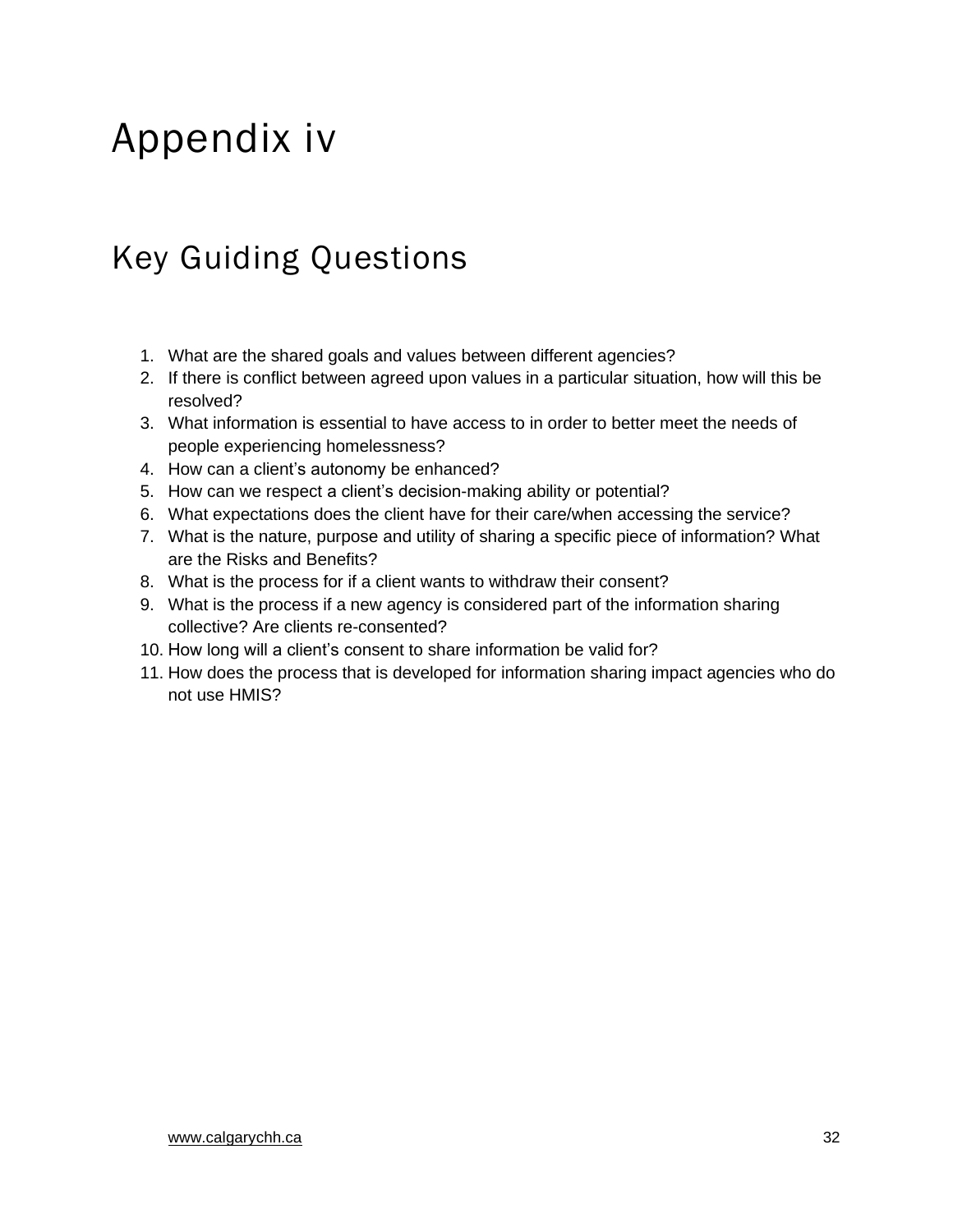# Appendix iv

## Key Guiding Questions

1. What are the shared goals and values between different agencies?
2. If there is conflict between agreed upon values in a particular situation, how will this be resolved?
3. What information is essential to have access to in order to better meet the needs of people experiencing homelessness?
4. How can a client's autonomy be enhanced?
5. How can we respect a client's decision-making ability or potential?
6. What expectations does the client have for their care/when accessing the service?
7. What is the nature, purpose and utility of sharing a specific piece of information? What are the Risks and Benefits?
8. What is the process for if a client wants to withdraw their consent?
9. What is the process if a new agency is considered part of the information sharing collective? Are clients re-consented?
10. How long will a client's consent to share information be valid for?
11. How does the process that is developed for information sharing impact agencies who do not use HMIS?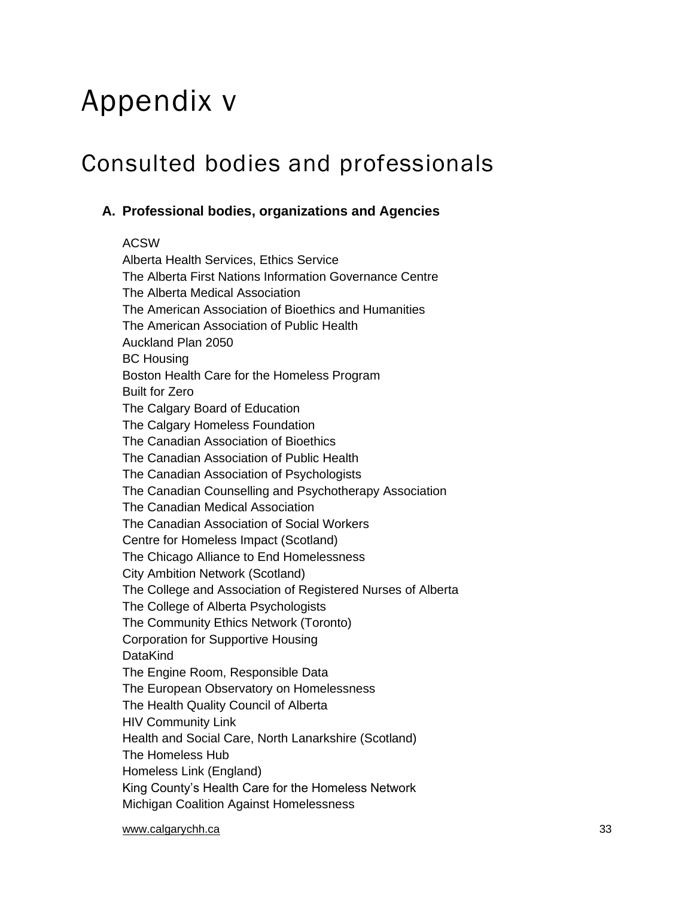# Appendix v

## Consulted bodies and professionals

### A. Professional bodies, organizations and Agencies

ACSW
Alberta Health Services, Ethics Service
The Alberta First Nations Information Governance Centre
The Alberta Medical Association
The American Association of Bioethics and Humanities
The American Association of Public Health
Auckland Plan 2050
BC Housing
Boston Health Care for the Homeless Program
Built for Zero
The Calgary Board of Education
The Calgary Homeless Foundation
The Canadian Association of Bioethics
The Canadian Association of Public Health
The Canadian Association of Psychologists
The Canadian Counselling and Psychotherapy Association
The Canadian Medical Association
The Canadian Association of Social Workers
Centre for Homeless Impact (Scotland)
The Chicago Alliance to End Homelessness
City Ambition Network (Scotland)
The College and Association of Registered Nurses of Alberta
The College of Alberta Psychologists
The Community Ethics Network (Toronto)
Corporation for Supportive Housing
DataKind
The Engine Room, Responsible Data
The European Observatory on Homelessness
The Health Quality Council of Alberta
HIV Community Link
Health and Social Care, North Lanarkshire (Scotland)
The Homeless Hub
Homeless Link (England)
King County's Health Care for the Homeless Network
Michigan Coalition Against Homelessness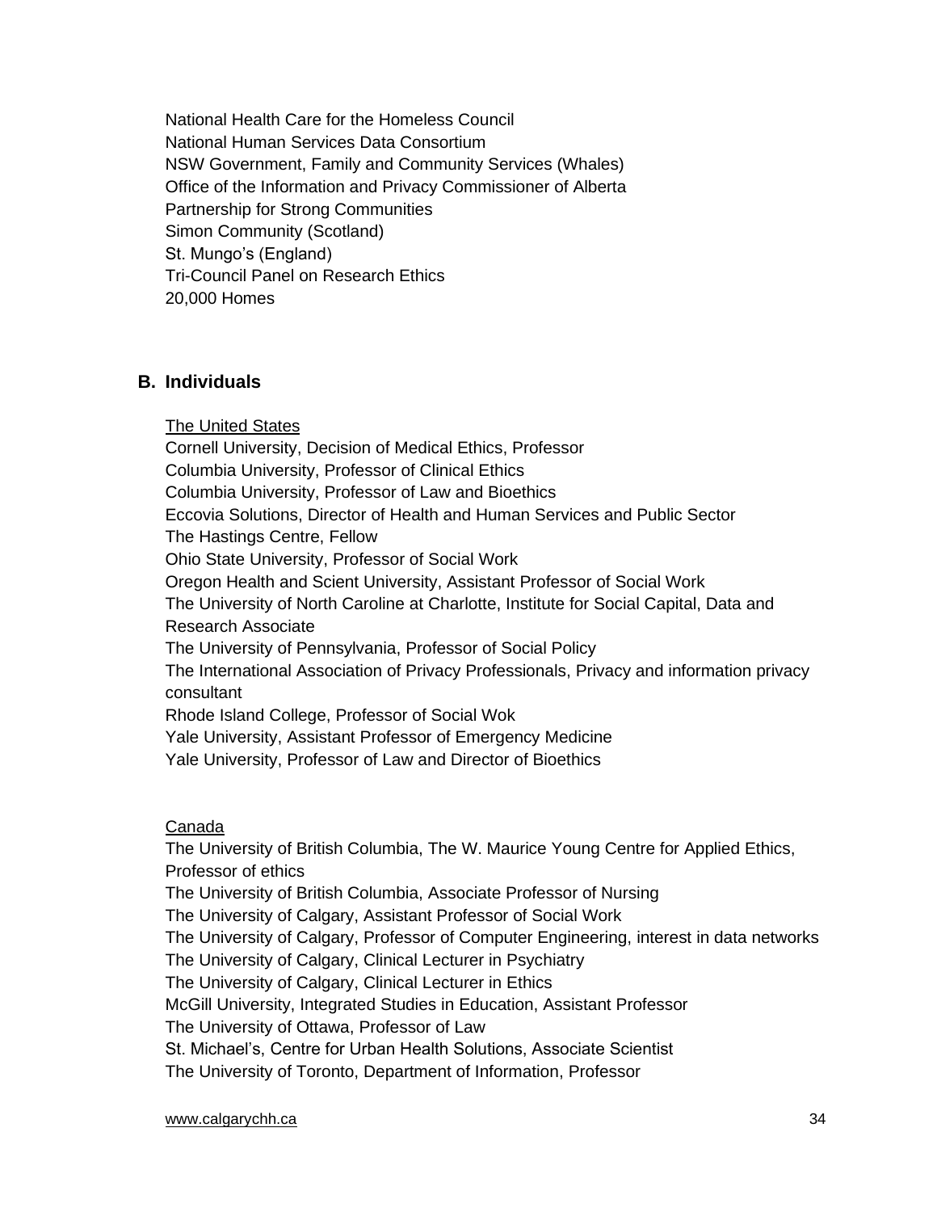National Health Care for the Homeless Council  
National Human Services Data Consortium  
NSW Government, Family and Community Services (Whales)  
Office of the Information and Privacy Commissioner of Alberta  
Partnership for Strong Communities  
Simon Community (Scotland)  
St. Mungo's (England)  
Tri-Council Panel on Research Ethics  
20,000 Homes

## B. Individuals

<u>The United States</u>

Cornell University, Decision of Medical Ethics, Professor  
Columbia University, Professor of Clinical Ethics  
Columbia University, Professor of Law and Bioethics  
Eccovia Solutions, Director of Health and Human Services and Public Sector  
The Hastings Centre, Fellow  
Ohio State University, Professor of Social Work  
Oregon Health and Scient University, Assistant Professor of Social Work  
The University of North Caroline at Charlotte, Institute for Social Capital, Data and Research Associate  
The University of Pennsylvania, Professor of Social Policy  
The International Association of Privacy Professionals, Privacy and information privacy consultant  
Rhode Island College, Professor of Social Wok  
Yale University, Assistant Professor of Emergency Medicine  
Yale University, Professor of Law and Director of Bioethics

<u>Canada</u>

The University of British Columbia, The W. Maurice Young Centre for Applied Ethics, Professor of ethics  
The University of British Columbia, Associate Professor of Nursing  
The University of Calgary, Assistant Professor of Social Work  
The University of Calgary, Professor of Computer Engineering, interest in data networks  
The University of Calgary, Clinical Lecturer in Psychiatry  
The University of Calgary, Clinical Lecturer in Ethics  
McGill University, Integrated Studies in Education, Assistant Professor  
The University of Ottawa, Professor of Law  
St. Michael's, Centre for Urban Health Solutions, Associate Scientist  
The University of Toronto, Department of Information, Professor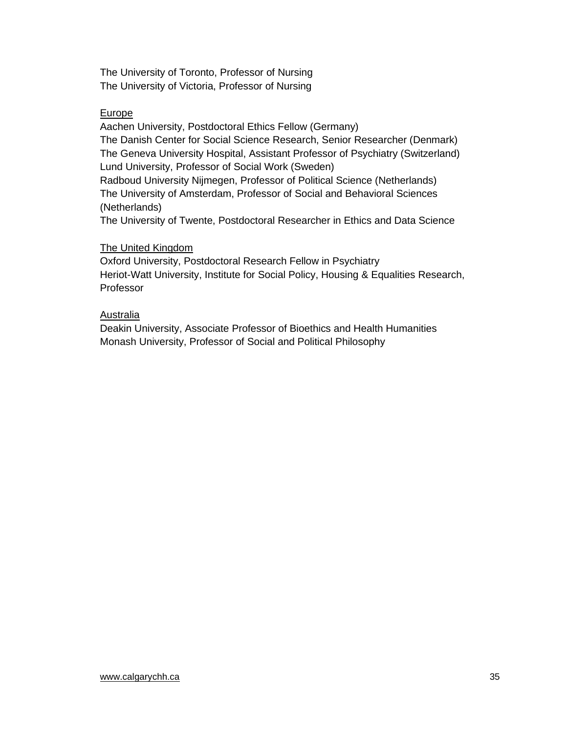The University of Toronto, Professor of Nursing
The University of Victoria, Professor of Nursing

<u>Europe</u>

Aachen University, Postdoctoral Ethics Fellow (Germany)
The Danish Center for Social Science Research, Senior Researcher (Denmark)
The Geneva University Hospital, Assistant Professor of Psychiatry (Switzerland)
Lund University, Professor of Social Work (Sweden)
Radboud University Nijmegen, Professor of Political Science (Netherlands)
The University of Amsterdam, Professor of Social and Behavioral Sciences (Netherlands)
The University of Twente, Postdoctoral Researcher in Ethics and Data Science

<u>The United Kingdom</u>

Oxford University, Postdoctoral Research Fellow in Psychiatry
Heriot-Watt University, Institute for Social Policy, Housing & Equalities Research, Professor

<u>Australia</u>

Deakin University, Associate Professor of Bioethics and Health Humanities
Monash University, Professor of Social and Political Philosophy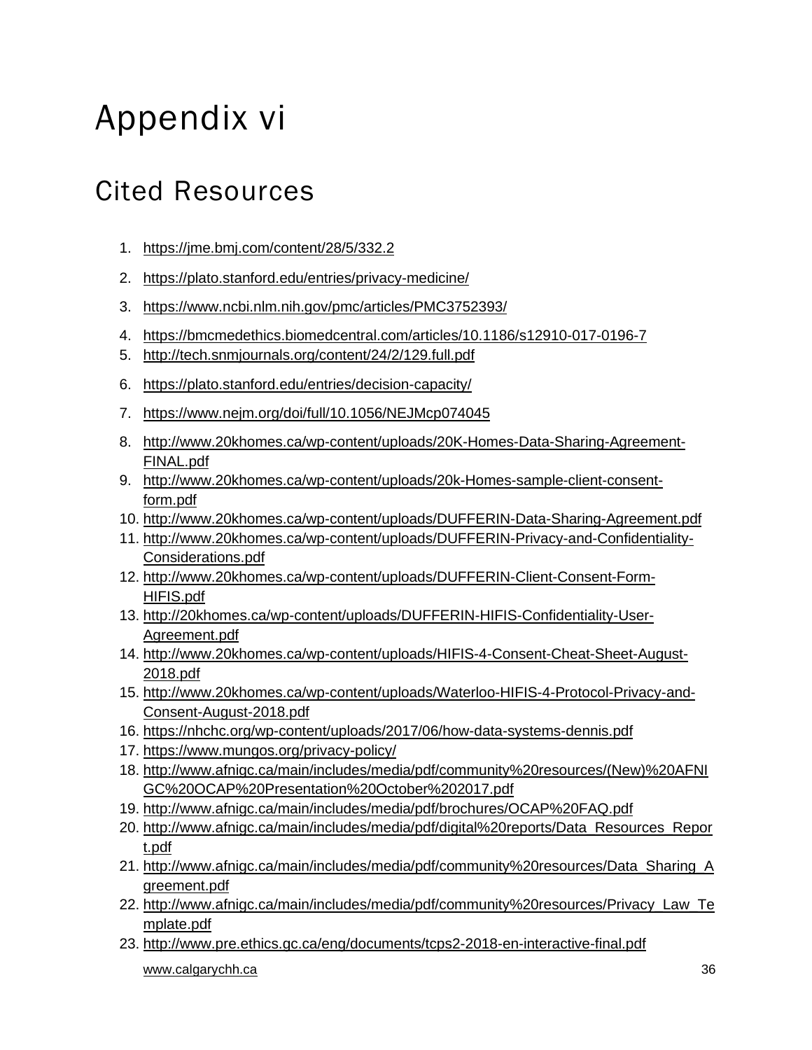# Appendix vi

## Cited Resources

1. https://jme.bmj.com/content/28/5/332.2
2. https://plato.stanford.edu/entries/privacy-medicine/
3. https://www.ncbi.nlm.nih.gov/pmc/articles/PMC3752393/
4. https://bmcmedethics.biomedcentral.com/articles/10.1186/s12910-017-0196-7
5. http://tech.snmjournals.org/content/24/2/129.full.pdf
6. https://plato.stanford.edu/entries/decision-capacity/
7. https://www.nejm.org/doi/full/10.1056/NEJMcp074045
8. http://www.20khomes.ca/wp-content/uploads/20K-Homes-Data-Sharing-Agreement-FINAL.pdf
9. http://www.20khomes.ca/wp-content/uploads/20k-Homes-sample-client-consent-form.pdf
10. http://www.20khomes.ca/wp-content/uploads/DUFFERIN-Data-Sharing-Agreement.pdf
11. http://www.20khomes.ca/wp-content/uploads/DUFFERIN-Privacy-and-Confidentiality-Considerations.pdf
12. http://www.20khomes.ca/wp-content/uploads/DUFFERIN-Client-Consent-Form-HIFIS.pdf
13. http://20khomes.ca/wp-content/uploads/DUFFERIN-HIFIS-Confidentiality-User-Agreement.pdf
14. http://www.20khomes.ca/wp-content/uploads/HIFIS-4-Consent-Cheat-Sheet-August-2018.pdf
15. http://www.20khomes.ca/wp-content/uploads/Waterloo-HIFIS-4-Protocol-Privacy-and-Consent-August-2018.pdf
16. https://nhchc.org/wp-content/uploads/2017/06/how-data-systems-dennis.pdf
17. https://www.mungos.org/privacy-policy/
18. http://www.afnigc.ca/main/includes/media/pdf/community%20resources/(New)%20AFNIGC%20OCAP%20Presentation%20October%202017.pdf
19. http://www.afnigc.ca/main/includes/media/pdf/brochures/OCAP%20FAQ.pdf
20. http://www.afnigc.ca/main/includes/media/pdf/digital%20reports/Data_Resources_Report.pdf
21. http://www.afnigc.ca/main/includes/media/pdf/community%20resources/Data_Sharing_Agreement.pdf
22. http://www.afnigc.ca/main/includes/media/pdf/community%20resources/Privacy_Law_Template.pdf
23. http://www.pre.ethics.gc.ca/eng/documents/tcps2-2018-en-interactive-final.pdf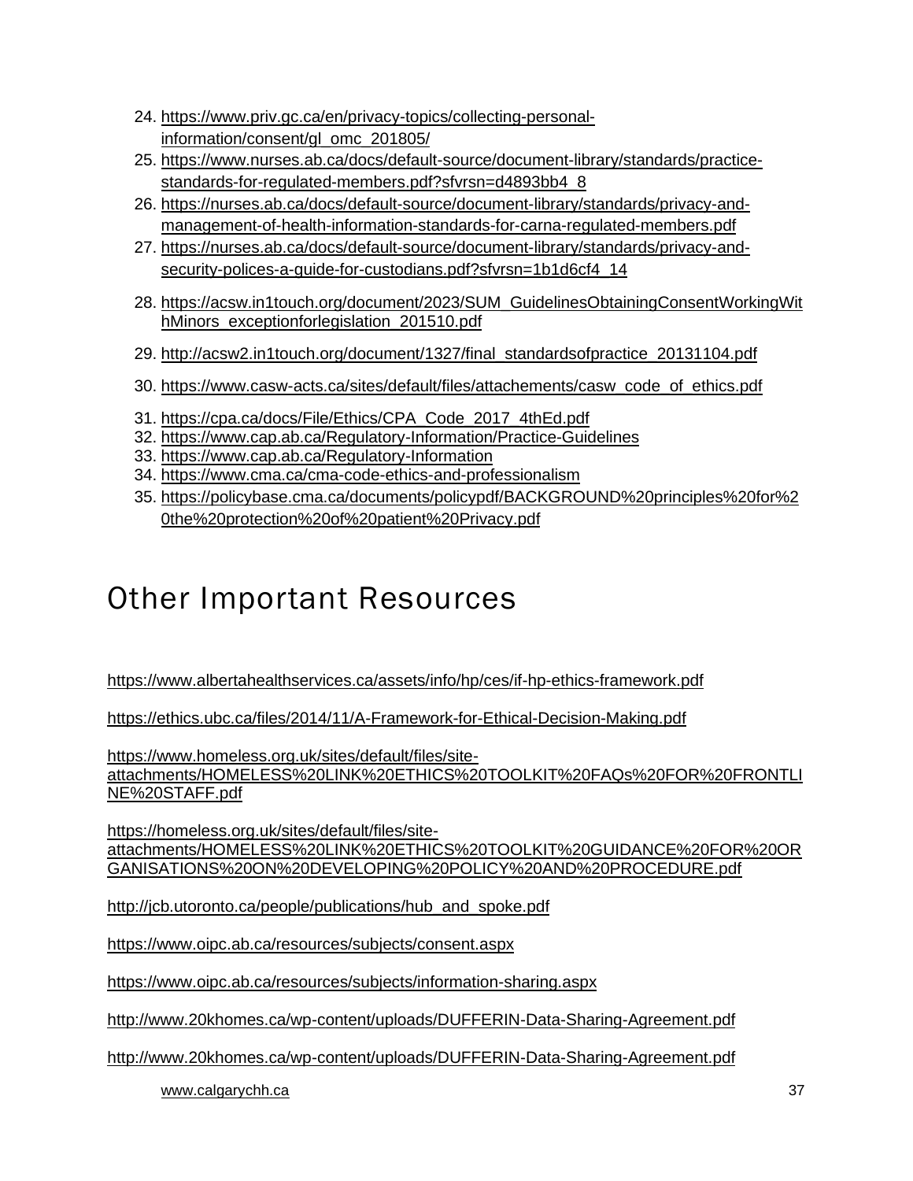24. https://www.priv.gc.ca/en/privacy-topics/collecting-personal-information/consent/gl_omc_201805/
25. https://www.nurses.ab.ca/docs/default-source/document-library/standards/practice-standards-for-regulated-members.pdf?sfvrsn=d4893bb4_8
26. https://nurses.ab.ca/docs/default-source/document-library/standards/privacy-and-management-of-health-information-standards-for-carna-regulated-members.pdf
27. https://nurses.ab.ca/docs/default-source/document-library/standards/privacy-and-security-polices-a-guide-for-custodians.pdf?sfvrsn=1b1d6cf4_14
28. https://acsw.in1touch.org/document/2023/SUM_GuidelinesObtainingConsentWorkingWithMinors_exceptionforlegislation_201510.pdf
29. http://acsw2.in1touch.org/document/1327/final_standardsofpractice_20131104.pdf
30. https://www.casw-acts.ca/sites/default/files/attachements/casw_code_of_ethics.pdf
31. https://cpa.ca/docs/File/Ethics/CPA_Code_2017_4thEd.pdf
32. https://www.cap.ab.ca/Regulatory-Information/Practice-Guidelines
33. https://www.cap.ab.ca/Regulatory-Information
34. https://www.cma.ca/cma-code-ethics-and-professionalism
35. https://policybase.cma.ca/documents/policypdf/BACKGROUND%20principles%20for%20the%20protection%20of%20patient%20Privacy.pdf

# Other Important Resources

https://www.albertahealthservices.ca/assets/info/hp/ces/if-hp-ethics-framework.pdf

https://ethics.ubc.ca/files/2014/11/A-Framework-for-Ethical-Decision-Making.pdf

https://www.homeless.org.uk/sites/default/files/site-attachments/HOMELESS%20LINK%20ETHICS%20TOOLKIT%20FAQs%20FOR%20FRONTLINE%20STAFF.pdf

https://homeless.org.uk/sites/default/files/site-attachments/HOMELESS%20LINK%20ETHICS%20TOOLKIT%20GUIDANCE%20FOR%20ORGANISATIONS%20ON%20DEVELOPING%20POLICY%20AND%20PROCEDURE.pdf

http://jcb.utoronto.ca/people/publications/hub_and_spoke.pdf

https://www.oipc.ab.ca/resources/subjects/consent.aspx

https://www.oipc.ab.ca/resources/subjects/information-sharing.aspx

http://www.20khomes.ca/wp-content/uploads/DUFFERIN-Data-Sharing-Agreement.pdf

http://www.20khomes.ca/wp-content/uploads/DUFFERIN-Data-Sharing-Agreement.pdf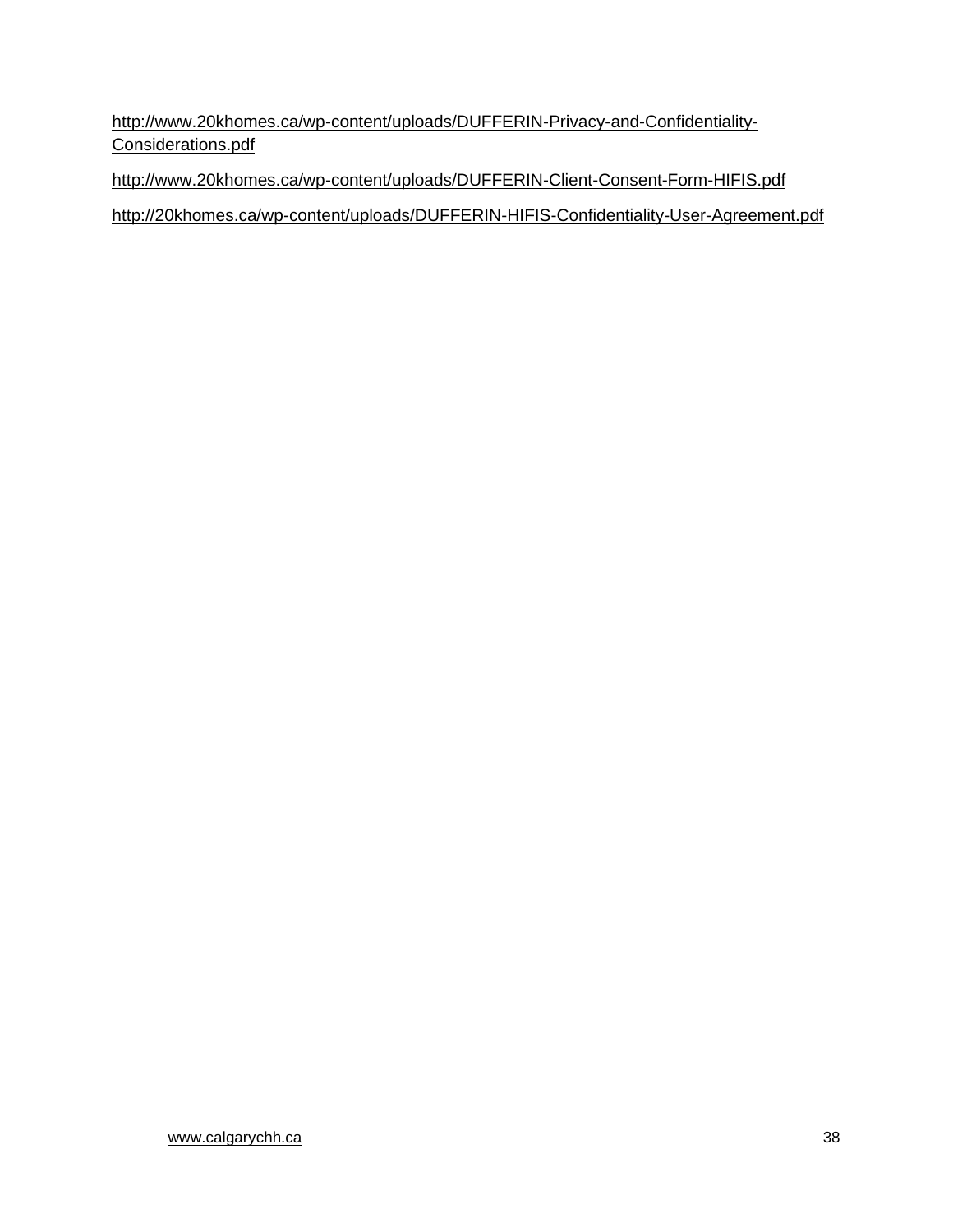http://www.20khomes.ca/wp-content/uploads/DUFFERIN-Privacy-and-Confidentiality-Considerations.pdf

http://www.20khomes.ca/wp-content/uploads/DUFFERIN-Client-Consent-Form-HIFIS.pdf

http://20khomes.ca/wp-content/uploads/DUFFERIN-HIFIS-Confidentiality-User-Agreement.pdf